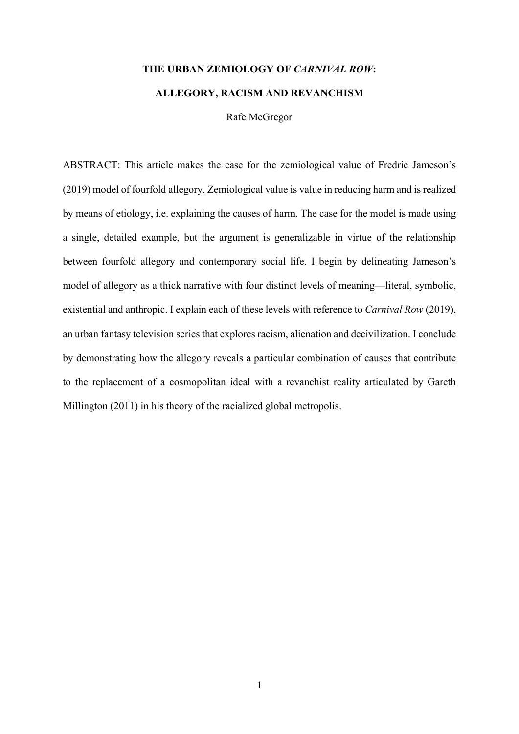# THE URBAN ZEMIOLOGY OF *CARNIVAL ROW*: ALLEGORY, RACISM AND REVANCHISM

Rafe McGregor

ABSTRACT: This article makes the case for the zemiological value of Fredric Jameson's (2019) model of fourfold allegory. Zemiological value is value in reducing harm and is realized by means of etiology, i.e. explaining the causes of harm. The case for the model is made using a single, detailed example, but the argument is generalizable in virtue of the relationship between fourfold allegory and contemporary social life. I begin by delineating Jameson's model of allegory as a thick narrative with four distinct levels of meaning—literal, symbolic, existential and anthropic. I explain each of these levels with reference to *Carnival Row* (2019), an urban fantasy television series that explores racism, alienation and decivilization. I conclude by demonstrating how the allegory reveals a particular combination of causes that contribute to the replacement of a cosmopolitan ideal with a revanchist reality articulated by Gareth Millington (2011) in his theory of the racialized global metropolis.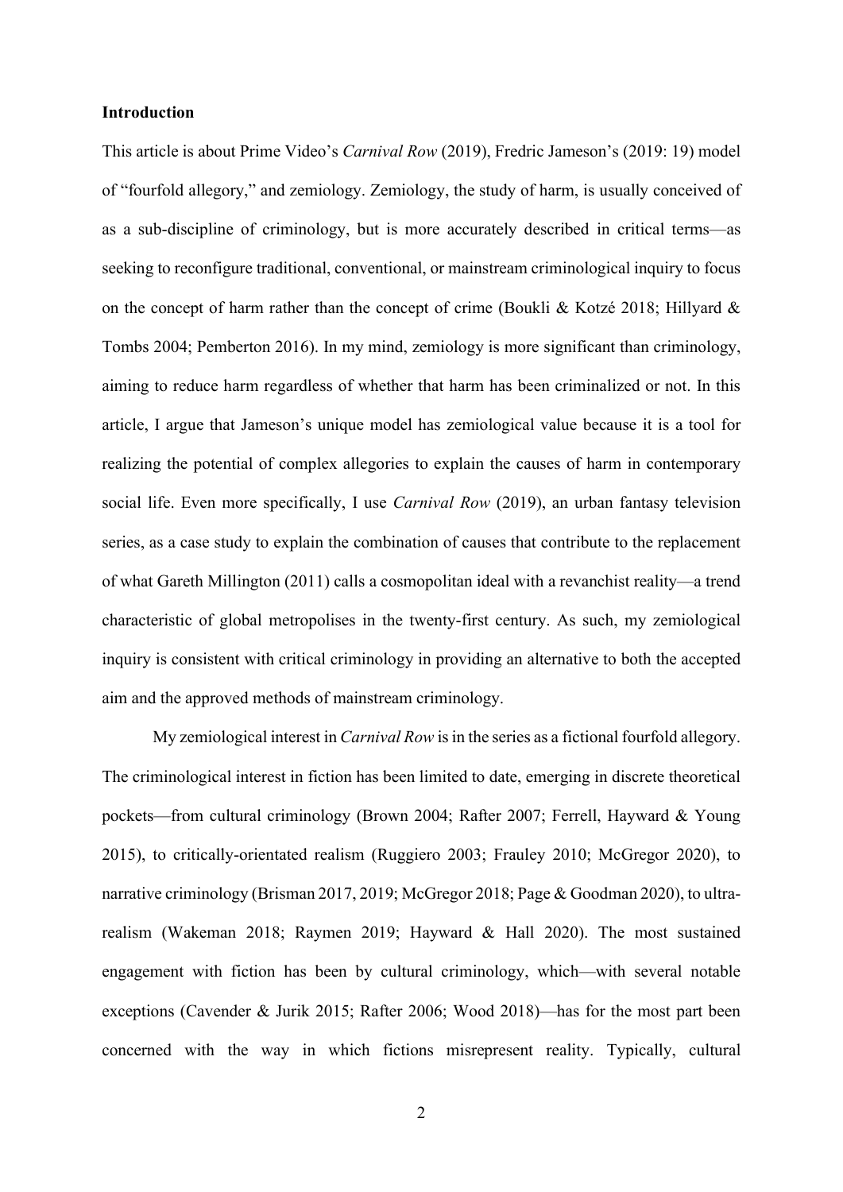**Introduction**

This article is about Prime Video's *Carnival Row* (2019), Fredric Jameson's (2019: 19) model of "fourfold allegory," and zemiology. Zemiology, the study of harm, is usually conceived of as a sub-discipline of criminology, but is more accurately described in critical terms—as seeking to reconfigure traditional, conventional, or mainstream criminological inquiry to focus on the concept of harm rather than the concept of crime (Boukli & Kotzé 2018; Hillyard & Tombs 2004; Pemberton 2016). In my mind, zemiology is more significant than criminology, aiming to reduce harm regardless of whether that harm has been criminalized or not. In this article, I argue that Jameson's unique model has zemiological value because it is a tool for realizing the potential of complex allegories to explain the causes of harm in contemporary social life. Even more specifically, I use *Carnival Row* (2019), an urban fantasy television series, as a case study to explain the combination of causes that contribute to the replacement of what Gareth Millington (2011) calls a cosmopolitan ideal with a revanchist reality—a trend characteristic of global metropolises in the twenty-first century. As such, my zemiological inquiry is consistent with critical criminology in providing an alternative to both the accepted aim and the approved methods of mainstream criminology.

My zemiological interest in *Carnival Row* is in the series as a fictional fourfold allegory. The criminological interest in fiction has been limited to date, emerging in discrete theoretical pockets—from cultural criminology (Brown 2004; Rafter 2007; Ferrell, Hayward & Young 2015), to critically-orientated realism (Ruggiero 2003; Frauley 2010; McGregor 2020), to narrative criminology (Brisman 2017, 2019; McGregor 2018; Page & Goodman 2020), to ultra-realism (Wakeman 2018; Raymen 2019; Hayward & Hall 2020). The most sustained engagement with fiction has been by cultural criminology, which—with several notable exceptions (Cavender & Jurik 2015; Rafter 2006; Wood 2018)—has for the most part been concerned with the way in which fictions misrepresent reality. Typically, cultural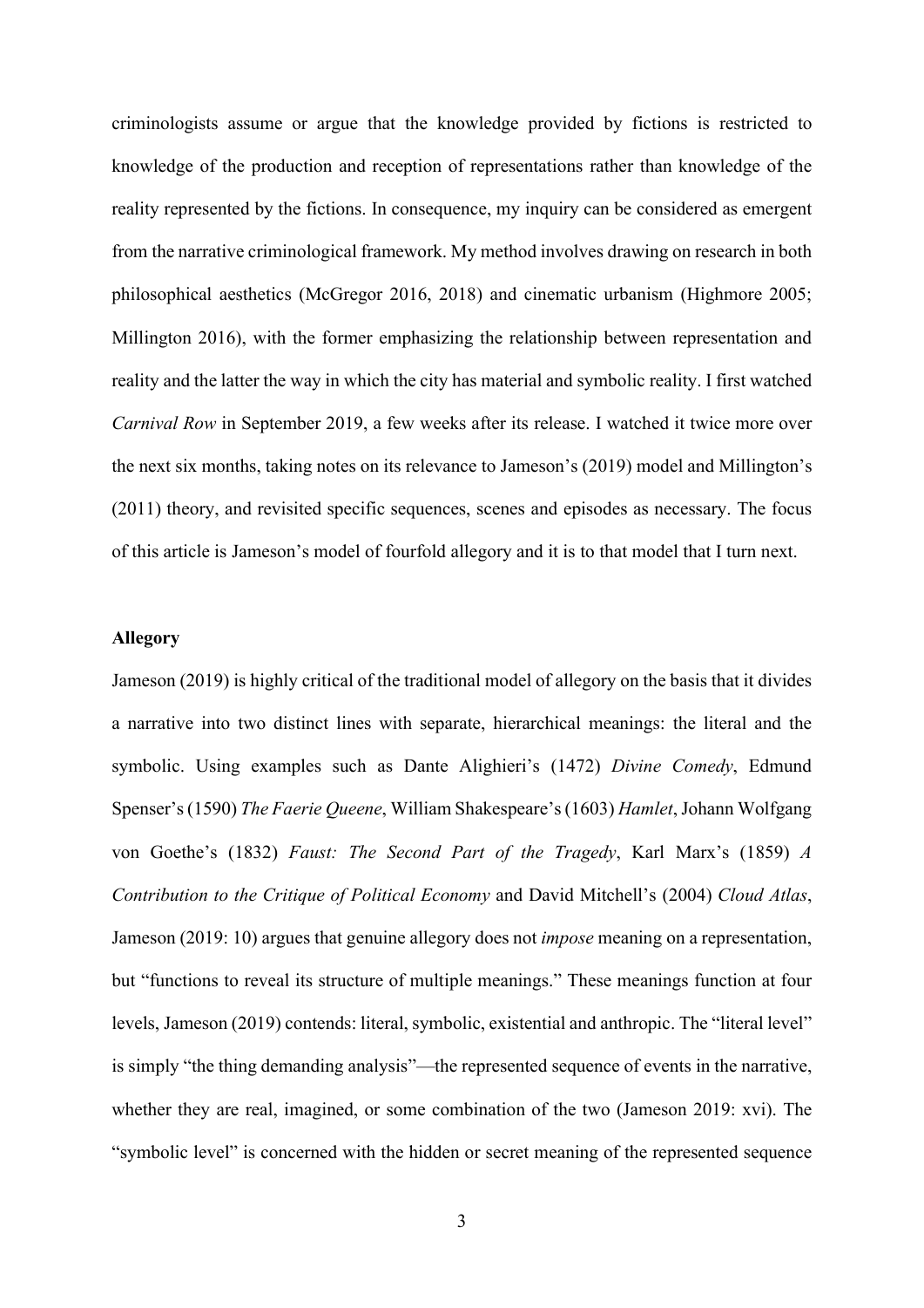criminologists assume or argue that the knowledge provided by fictions is restricted to knowledge of the production and reception of representations rather than knowledge of the reality represented by the fictions. In consequence, my inquiry can be considered as emergent from the narrative criminological framework. My method involves drawing on research in both philosophical aesthetics (McGregor 2016, 2018) and cinematic urbanism (Highmore 2005; Millington 2016), with the former emphasizing the relationship between representation and reality and the latter the way in which the city has material and symbolic reality. I first watched *Carnival Row* in September 2019, a few weeks after its release. I watched it twice more over the next six months, taking notes on its relevance to Jameson's (2019) model and Millington's (2011) theory, and revisited specific sequences, scenes and episodes as necessary. The focus of this article is Jameson's model of fourfold allegory and it is to that model that I turn next.

**Allegory**

Jameson (2019) is highly critical of the traditional model of allegory on the basis that it divides a narrative into two distinct lines with separate, hierarchical meanings: the literal and the symbolic. Using examples such as Dante Alighieri's (1472) *Divine Comedy*, Edmund Spenser's (1590) *The Faerie Queene*, William Shakespeare's (1603) *Hamlet*, Johann Wolfgang von Goethe's (1832) *Faust: The Second Part of the Tragedy*, Karl Marx's (1859) *A Contribution to the Critique of Political Economy* and David Mitchell's (2004) *Cloud Atlas*, Jameson (2019: 10) argues that genuine allegory does not *impose* meaning on a representation, but "functions to reveal its structure of multiple meanings." These meanings function at four levels, Jameson (2019) contends: literal, symbolic, existential and anthropic. The "literal level" is simply "the thing demanding analysis"—the represented sequence of events in the narrative, whether they are real, imagined, or some combination of the two (Jameson 2019: xvi). The "symbolic level" is concerned with the hidden or secret meaning of the represented sequence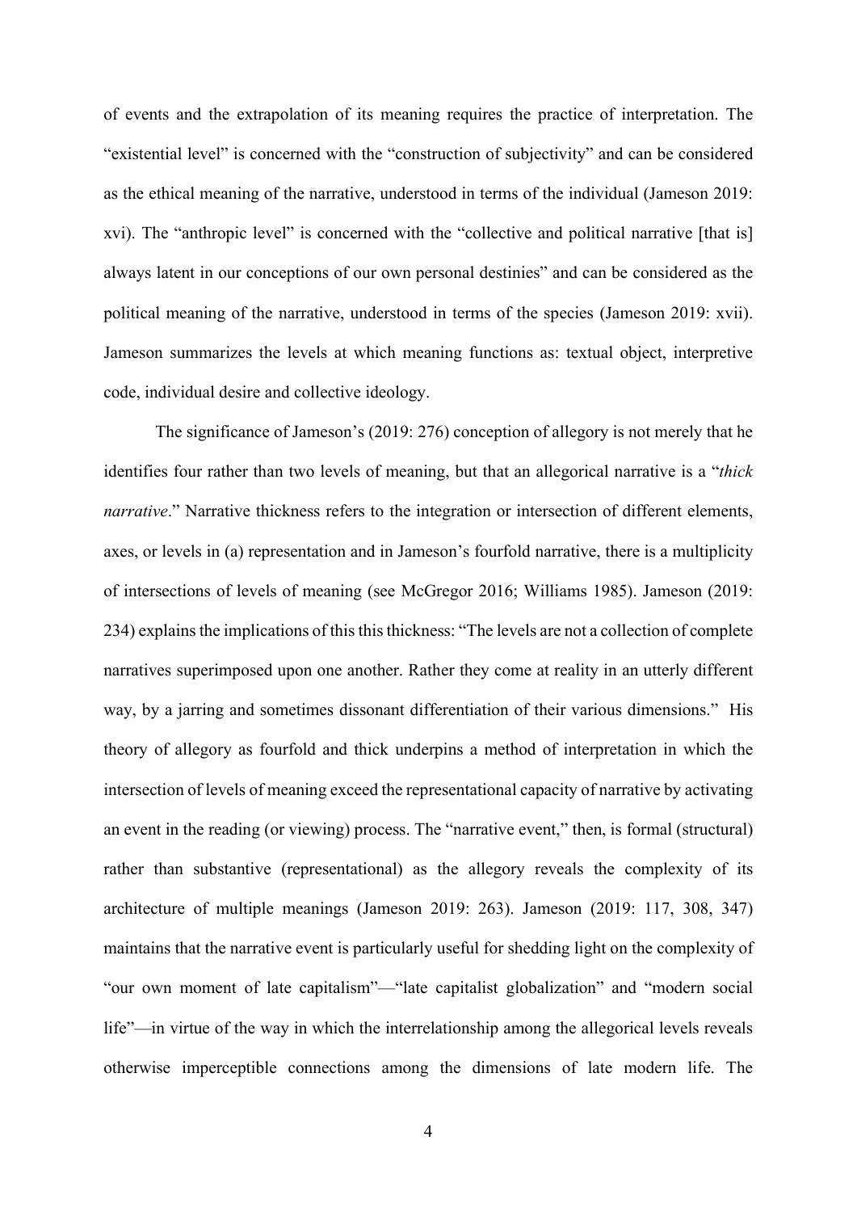of events and the extrapolation of its meaning requires the practice of interpretation. The "existential level" is concerned with the "construction of subjectivity" and can be considered as the ethical meaning of the narrative, understood in terms of the individual (Jameson 2019: xvi). The "anthropic level" is concerned with the "collective and political narrative [that is] always latent in our conceptions of our own personal destinies" and can be considered as the political meaning of the narrative, understood in terms of the species (Jameson 2019: xvii). Jameson summarizes the levels at which meaning functions as: textual object, interpretive code, individual desire and collective ideology.

The significance of Jameson's (2019: 276) conception of allegory is not merely that he identifies four rather than two levels of meaning, but that an allegorical narrative is a "*thick narrative*." Narrative thickness refers to the integration or intersection of different elements, axes, or levels in (a) representation and in Jameson's fourfold narrative, there is a multiplicity of intersections of levels of meaning (see McGregor 2016; Williams 1985). Jameson (2019: 234) explains the implications of this this thickness: "The levels are not a collection of complete narratives superimposed upon one another. Rather they come at reality in an utterly different way, by a jarring and sometimes dissonant differentiation of their various dimensions." His theory of allegory as fourfold and thick underpins a method of interpretation in which the intersection of levels of meaning exceed the representational capacity of narrative by activating an event in the reading (or viewing) process. The "narrative event," then, is formal (structural) rather than substantive (representational) as the allegory reveals the complexity of its architecture of multiple meanings (Jameson 2019: 263). Jameson (2019: 117, 308, 347) maintains that the narrative event is particularly useful for shedding light on the complexity of "our own moment of late capitalism"—"late capitalist globalization" and "modern social life"—in virtue of the way in which the interrelationship among the allegorical levels reveals otherwise imperceptible connections among the dimensions of late modern life. The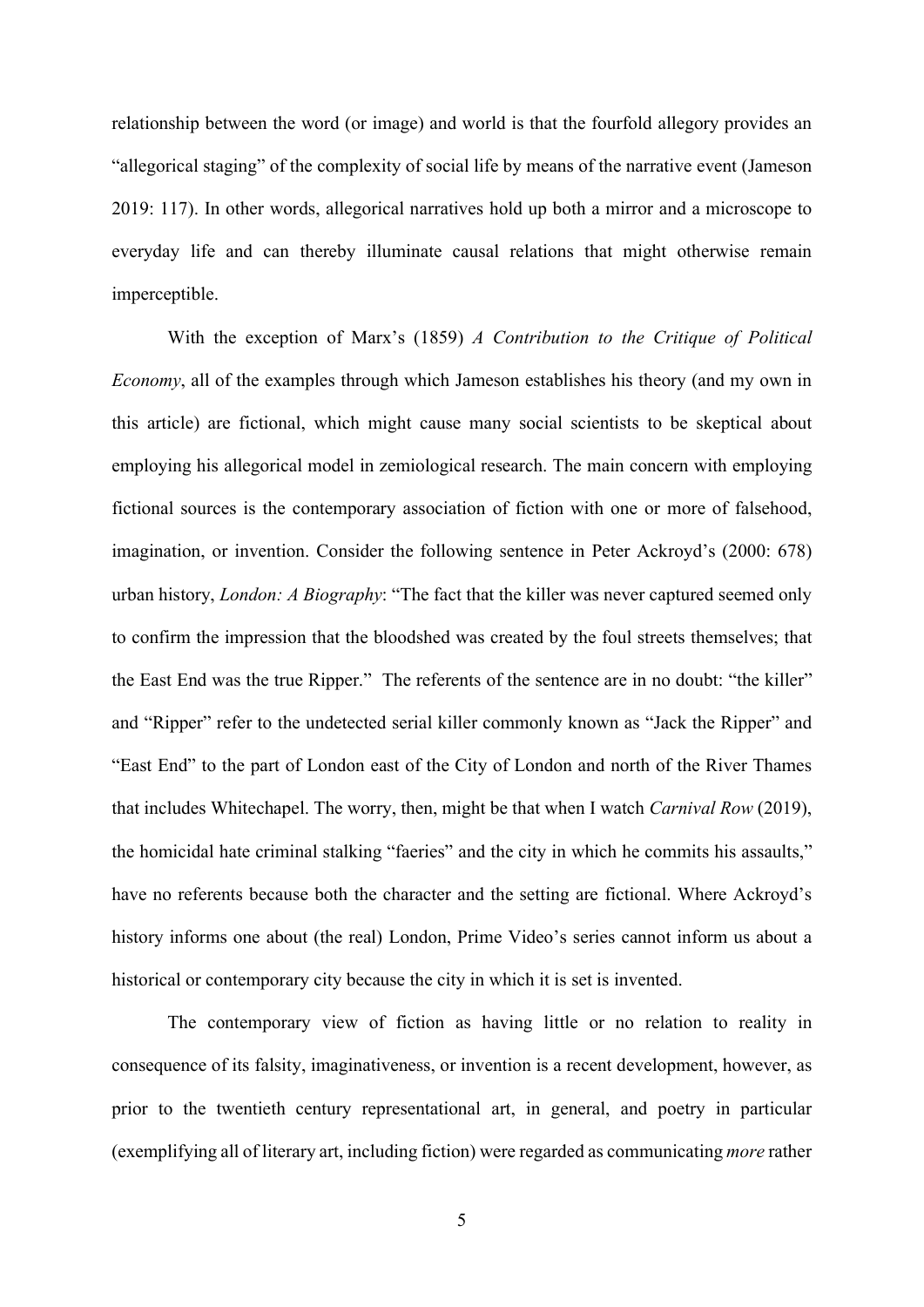relationship between the word (or image) and world is that the fourfold allegory provides an "allegorical staging" of the complexity of social life by means of the narrative event (Jameson 2019: 117). In other words, allegorical narratives hold up both a mirror and a microscope to everyday life and can thereby illuminate causal relations that might otherwise remain imperceptible.

With the exception of Marx's (1859) *A Contribution to the Critique of Political Economy*, all of the examples through which Jameson establishes his theory (and my own in this article) are fictional, which might cause many social scientists to be skeptical about employing his allegorical model in zemiological research. The main concern with employing fictional sources is the contemporary association of fiction with one or more of falsehood, imagination, or invention. Consider the following sentence in Peter Ackroyd's (2000: 678) urban history, *London: A Biography*: "The fact that the killer was never captured seemed only to confirm the impression that the bloodshed was created by the foul streets themselves; that the East End was the true Ripper." The referents of the sentence are in no doubt: "the killer" and "Ripper" refer to the undetected serial killer commonly known as "Jack the Ripper" and "East End" to the part of London east of the City of London and north of the River Thames that includes Whitechapel. The worry, then, might be that when I watch *Carnival Row* (2019), the homicidal hate criminal stalking "faeries" and the city in which he commits his assaults," have no referents because both the character and the setting are fictional. Where Ackroyd's history informs one about (the real) London, Prime Video's series cannot inform us about a historical or contemporary city because the city in which it is set is invented.

The contemporary view of fiction as having little or no relation to reality in consequence of its falsity, imaginativeness, or invention is a recent development, however, as prior to the twentieth century representational art, in general, and poetry in particular (exemplifying all of literary art, including fiction) were regarded as communicating *more* rather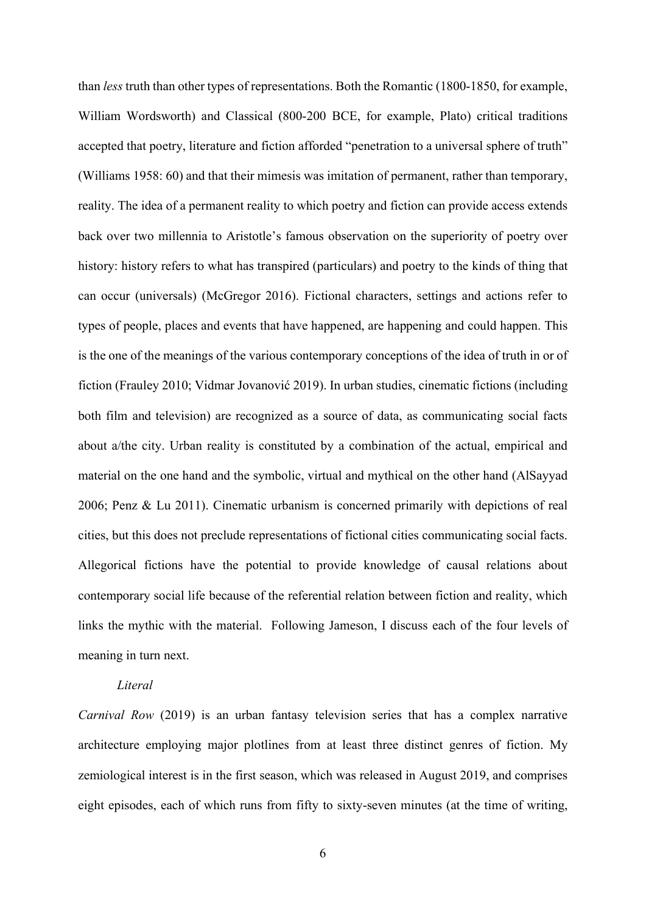than *less* truth than other types of representations. Both the Romantic (1800-1850, for example, William Wordsworth) and Classical (800-200 BCE, for example, Plato) critical traditions accepted that poetry, literature and fiction afforded "penetration to a universal sphere of truth" (Williams 1958: 60) and that their mimesis was imitation of permanent, rather than temporary, reality. The idea of a permanent reality to which poetry and fiction can provide access extends back over two millennia to Aristotle's famous observation on the superiority of poetry over history: history refers to what has transpired (particulars) and poetry to the kinds of thing that can occur (universals) (McGregor 2016). Fictional characters, settings and actions refer to types of people, places and events that have happened, are happening and could happen. This is the one of the meanings of the various contemporary conceptions of the idea of truth in or of fiction (Frauley 2010; Vidmar Jovanović 2019). In urban studies, cinematic fictions (including both film and television) are recognized as a source of data, as communicating social facts about a/the city. Urban reality is constituted by a combination of the actual, empirical and material on the one hand and the symbolic, virtual and mythical on the other hand (AlSayyad 2006; Penz & Lu 2011). Cinematic urbanism is concerned primarily with depictions of real cities, but this does not preclude representations of fictional cities communicating social facts. Allegorical fictions have the potential to provide knowledge of causal relations about contemporary social life because of the referential relation between fiction and reality, which links the mythic with the material. Following Jameson, I discuss each of the four levels of meaning in turn next.

### *Literal*

*Carnival Row* (2019) is an urban fantasy television series that has a complex narrative architecture employing major plotlines from at least three distinct genres of fiction. My zemiological interest is in the first season, which was released in August 2019, and comprises eight episodes, each of which runs from fifty to sixty-seven minutes (at the time of writing,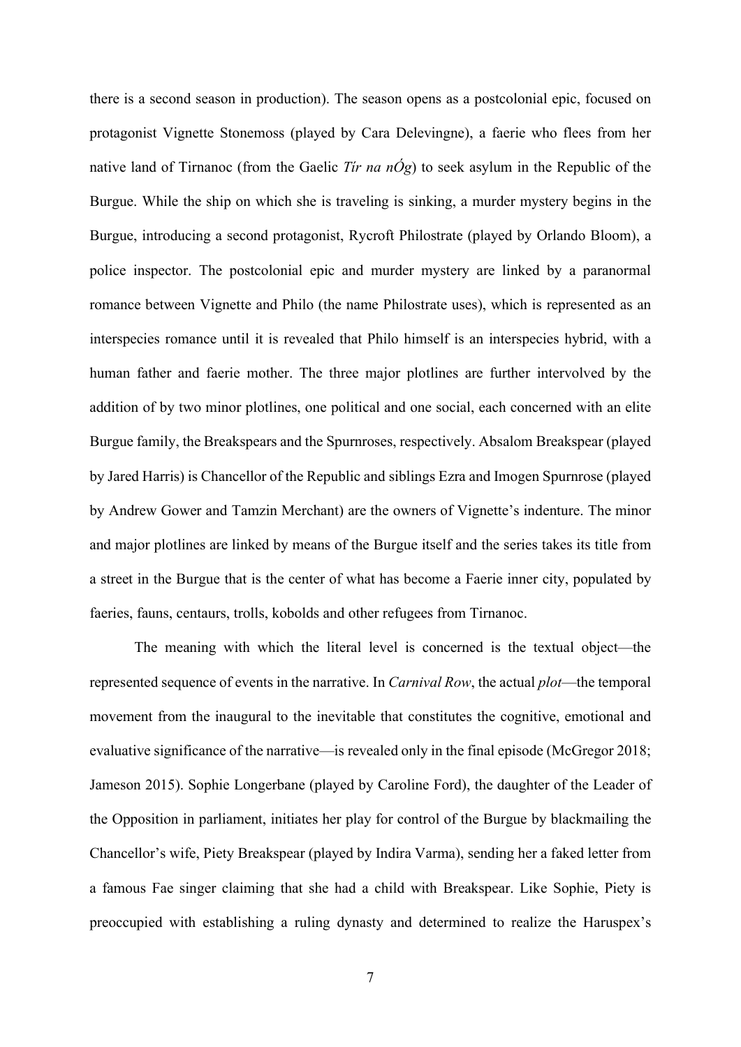there is a second season in production). The season opens as a postcolonial epic, focused on protagonist Vignette Stonemoss (played by Cara Delevingne), a faerie who flees from her native land of Tirnanoc (from the Gaelic *Tír na nÓg*) to seek asylum in the Republic of the Burgue. While the ship on which she is traveling is sinking, a murder mystery begins in the Burgue, introducing a second protagonist, Rycroft Philostrate (played by Orlando Bloom), a police inspector. The postcolonial epic and murder mystery are linked by a paranormal romance between Vignette and Philo (the name Philostrate uses), which is represented as an interspecies romance until it is revealed that Philo himself is an interspecies hybrid, with a human father and faerie mother. The three major plotlines are further intervolved by the addition of by two minor plotlines, one political and one social, each concerned with an elite Burgue family, the Breakspears and the Spurnroses, respectively. Absalom Breakspear (played by Jared Harris) is Chancellor of the Republic and siblings Ezra and Imogen Spurnrose (played by Andrew Gower and Tamzin Merchant) are the owners of Vignette's indenture. The minor and major plotlines are linked by means of the Burgue itself and the series takes its title from a street in the Burgue that is the center of what has become a Faerie inner city, populated by faeries, fauns, centaurs, trolls, kobolds and other refugees from Tirnanoc.

The meaning with which the literal level is concerned is the textual object—the represented sequence of events in the narrative. In *Carnival Row*, the actual *plot*—the temporal movement from the inaugural to the inevitable that constitutes the cognitive, emotional and evaluative significance of the narrative—is revealed only in the final episode (McGregor 2018; Jameson 2015). Sophie Longerbane (played by Caroline Ford), the daughter of the Leader of the Opposition in parliament, initiates her play for control of the Burgue by blackmailing the Chancellor's wife, Piety Breakspear (played by Indira Varma), sending her a faked letter from a famous Fae singer claiming that she had a child with Breakspear. Like Sophie, Piety is preoccupied with establishing a ruling dynasty and determined to realize the Haruspex's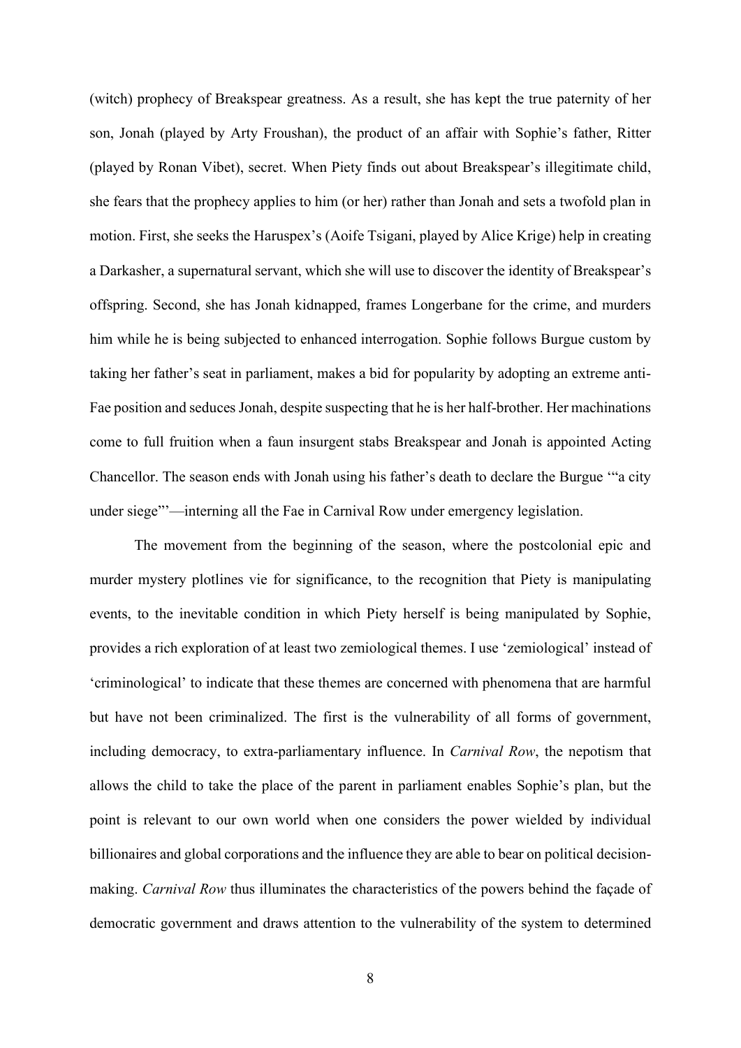(witch) prophecy of Breakspear greatness. As a result, she has kept the true paternity of her son, Jonah (played by Arty Froushan), the product of an affair with Sophie's father, Ritter (played by Ronan Vibet), secret. When Piety finds out about Breakspear's illegitimate child, she fears that the prophecy applies to him (or her) rather than Jonah and sets a twofold plan in motion. First, she seeks the Haruspex's (Aoife Tsigani, played by Alice Krige) help in creating a Darkasher, a supernatural servant, which she will use to discover the identity of Breakspear's offspring. Second, she has Jonah kidnapped, frames Longerbane for the crime, and murders him while he is being subjected to enhanced interrogation. Sophie follows Burgue custom by taking her father's seat in parliament, makes a bid for popularity by adopting an extreme anti-Fae position and seduces Jonah, despite suspecting that he is her half-brother. Her machinations come to full fruition when a faun insurgent stabs Breakspear and Jonah is appointed Acting Chancellor. The season ends with Jonah using his father's death to declare the Burgue '"a city under siege"'—interning all the Fae in Carnival Row under emergency legislation.

The movement from the beginning of the season, where the postcolonial epic and murder mystery plotlines vie for significance, to the recognition that Piety is manipulating events, to the inevitable condition in which Piety herself is being manipulated by Sophie, provides a rich exploration of at least two zemiological themes. I use 'zemiological' instead of 'criminological' to indicate that these themes are concerned with phenomena that are harmful but have not been criminalized. The first is the vulnerability of all forms of government, including democracy, to extra-parliamentary influence. In *Carnival Row*, the nepotism that allows the child to take the place of the parent in parliament enables Sophie's plan, but the point is relevant to our own world when one considers the power wielded by individual billionaires and global corporations and the influence they are able to bear on political decision-making. *Carnival Row* thus illuminates the characteristics of the powers behind the façade of democratic government and draws attention to the vulnerability of the system to determined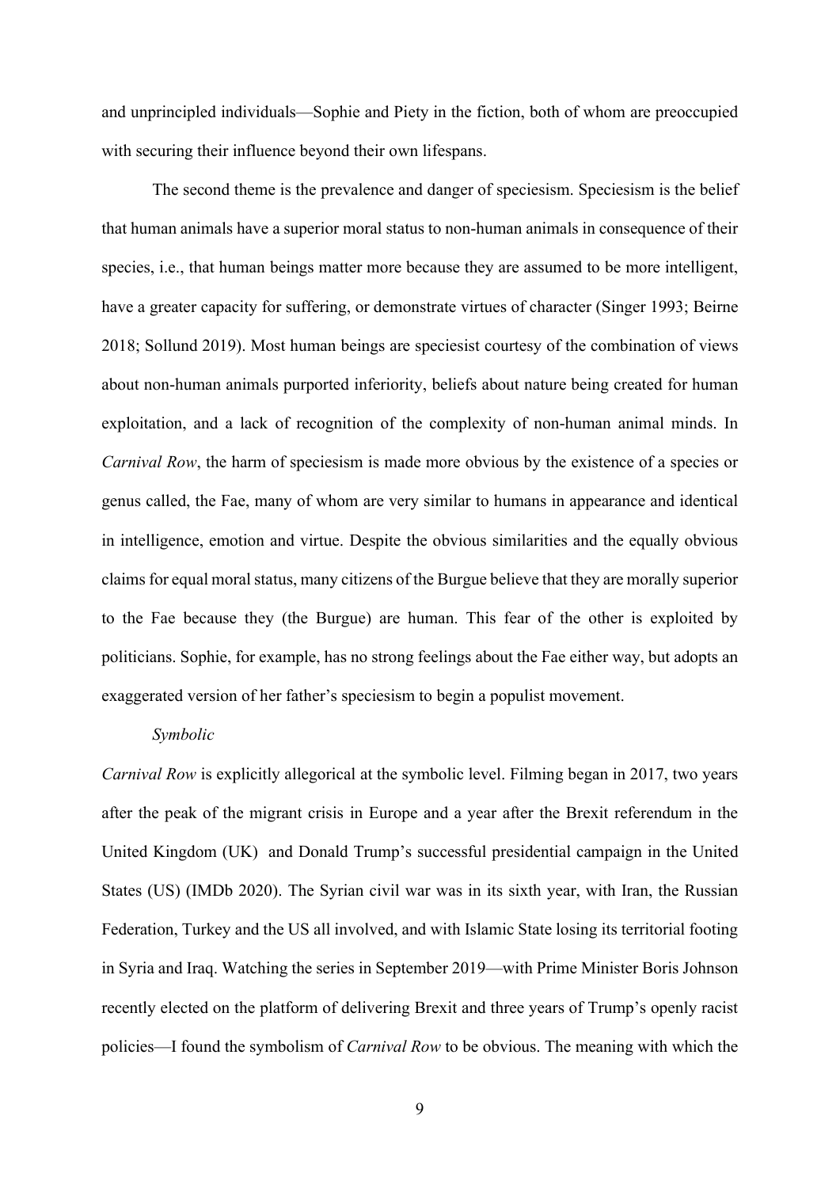and unprincipled individuals—Sophie and Piety in the fiction, both of whom are preoccupied with securing their influence beyond their own lifespans.

The second theme is the prevalence and danger of speciesism. Speciesism is the belief that human animals have a superior moral status to non-human animals in consequence of their species, i.e., that human beings matter more because they are assumed to be more intelligent, have a greater capacity for suffering, or demonstrate virtues of character (Singer 1993; Beirne 2018; Sollund 2019). Most human beings are speciesist courtesy of the combination of views about non-human animals purported inferiority, beliefs about nature being created for human exploitation, and a lack of recognition of the complexity of non-human animal minds. In *Carnival Row*, the harm of speciesism is made more obvious by the existence of a species or genus called, the Fae, many of whom are very similar to humans in appearance and identical in intelligence, emotion and virtue. Despite the obvious similarities and the equally obvious claims for equal moral status, many citizens of the Burgue believe that they are morally superior to the Fae because they (the Burgue) are human. This fear of the other is exploited by politicians. Sophie, for example, has no strong feelings about the Fae either way, but adopts an exaggerated version of her father's speciesism to begin a populist movement.

*Symbolic*

*Carnival Row* is explicitly allegorical at the symbolic level. Filming began in 2017, two years after the peak of the migrant crisis in Europe and a year after the Brexit referendum in the United Kingdom (UK) and Donald Trump's successful presidential campaign in the United States (US) (IMDb 2020). The Syrian civil war was in its sixth year, with Iran, the Russian Federation, Turkey and the US all involved, and with Islamic State losing its territorial footing in Syria and Iraq. Watching the series in September 2019—with Prime Minister Boris Johnson recently elected on the platform of delivering Brexit and three years of Trump's openly racist policies—I found the symbolism of *Carnival Row* to be obvious. The meaning with which the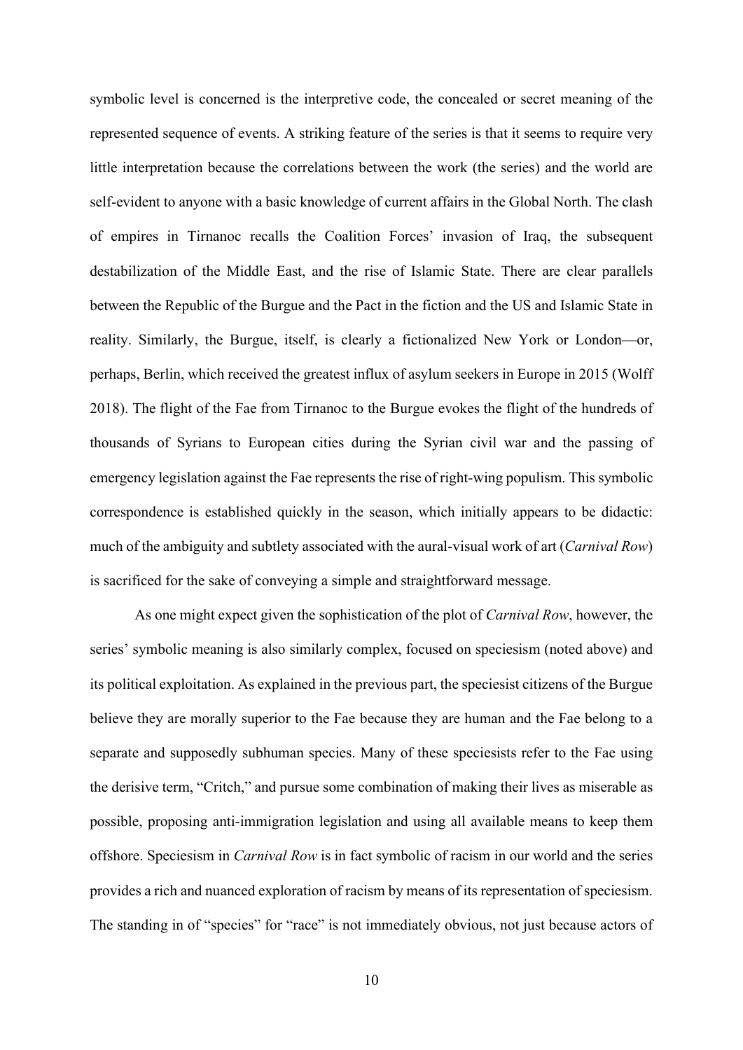symbolic level is concerned is the interpretive code, the concealed or secret meaning of the represented sequence of events. A striking feature of the series is that it seems to require very little interpretation because the correlations between the work (the series) and the world are self-evident to anyone with a basic knowledge of current affairs in the Global North. The clash of empires in Tirnanoc recalls the Coalition Forces' invasion of Iraq, the subsequent destabilization of the Middle East, and the rise of Islamic State. There are clear parallels between the Republic of the Burgue and the Pact in the fiction and the US and Islamic State in reality. Similarly, the Burgue, itself, is clearly a fictionalized New York or London—or, perhaps, Berlin, which received the greatest influx of asylum seekers in Europe in 2015 (Wolff 2018). The flight of the Fae from Tirnanoc to the Burgue evokes the flight of the hundreds of thousands of Syrians to European cities during the Syrian civil war and the passing of emergency legislation against the Fae represents the rise of right-wing populism. This symbolic correspondence is established quickly in the season, which initially appears to be didactic: much of the ambiguity and subtlety associated with the aural-visual work of art (*Carnival Row*) is sacrificed for the sake of conveying a simple and straightforward message.

As one might expect given the sophistication of the plot of *Carnival Row*, however, the series' symbolic meaning is also similarly complex, focused on speciesism (noted above) and its political exploitation. As explained in the previous part, the speciesist citizens of the Burgue believe they are morally superior to the Fae because they are human and the Fae belong to a separate and supposedly subhuman species. Many of these speciesists refer to the Fae using the derisive term, "Critch," and pursue some combination of making their lives as miserable as possible, proposing anti-immigration legislation and using all available means to keep them offshore. Speciesism in *Carnival Row* is in fact symbolic of racism in our world and the series provides a rich and nuanced exploration of racism by means of its representation of speciesism. The standing in of "species" for "race" is not immediately obvious, not just because actors of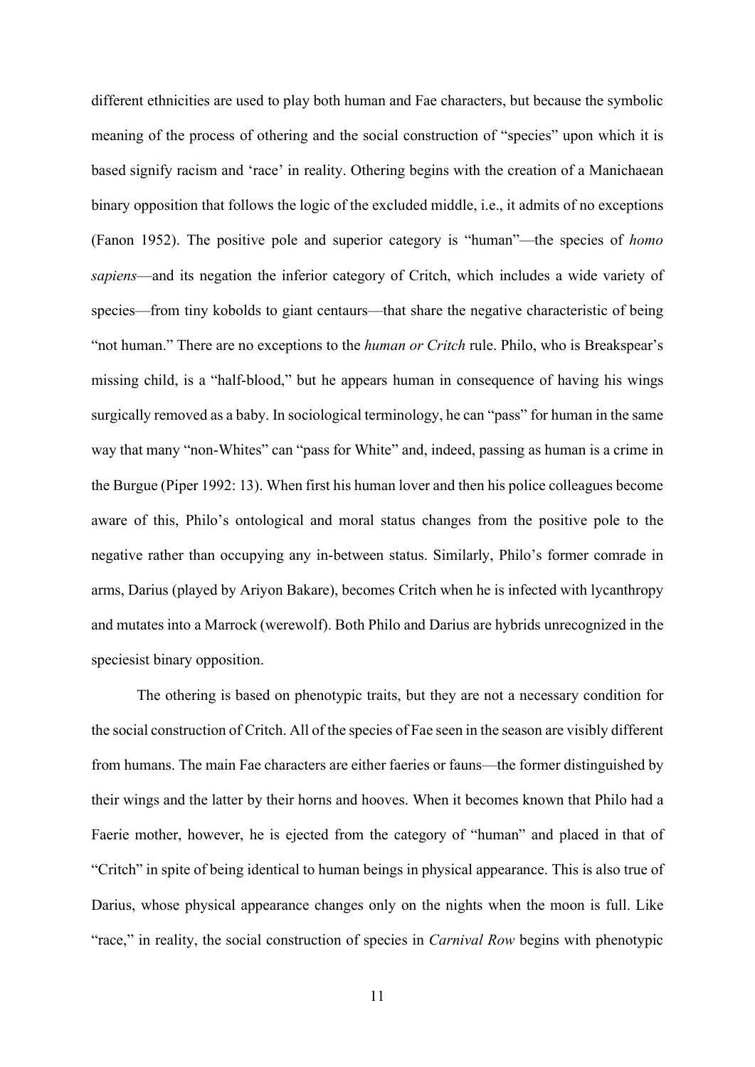different ethnicities are used to play both human and Fae characters, but because the symbolic meaning of the process of othering and the social construction of "species" upon which it is based signify racism and 'race' in reality. Othering begins with the creation of a Manichaean binary opposition that follows the logic of the excluded middle, i.e., it admits of no exceptions (Fanon 1952). The positive pole and superior category is "human"—the species of *homo sapiens*—and its negation the inferior category of Critch, which includes a wide variety of species—from tiny kobolds to giant centaurs—that share the negative characteristic of being "not human." There are no exceptions to the *human or Critch* rule. Philo, who is Breakspear's missing child, is a "half-blood," but he appears human in consequence of having his wings surgically removed as a baby. In sociological terminology, he can "pass" for human in the same way that many "non-Whites" can "pass for White" and, indeed, passing as human is a crime in the Burgue (Piper 1992: 13). When first his human lover and then his police colleagues become aware of this, Philo's ontological and moral status changes from the positive pole to the negative rather than occupying any in-between status. Similarly, Philo's former comrade in arms, Darius (played by Ariyon Bakare), becomes Critch when he is infected with lycanthropy and mutates into a Marrock (werewolf). Both Philo and Darius are hybrids unrecognized in the speciesist binary opposition.

The othering is based on phenotypic traits, but they are not a necessary condition for the social construction of Critch. All of the species of Fae seen in the season are visibly different from humans. The main Fae characters are either faeries or fauns—the former distinguished by their wings and the latter by their horns and hooves. When it becomes known that Philo had a Faerie mother, however, he is ejected from the category of "human" and placed in that of "Critch" in spite of being identical to human beings in physical appearance. This is also true of Darius, whose physical appearance changes only on the nights when the moon is full. Like "race," in reality, the social construction of species in *Carnival Row* begins with phenotypic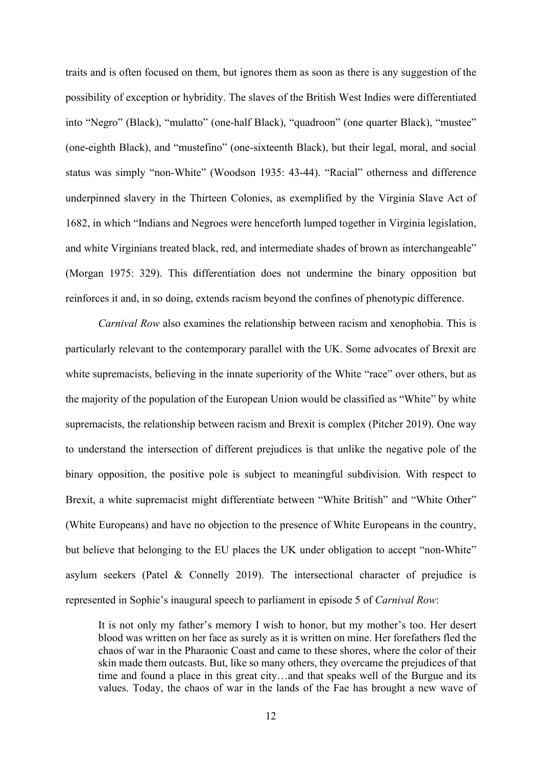traits and is often focused on them, but ignores them as soon as there is any suggestion of the possibility of exception or hybridity. The slaves of the British West Indies were differentiated into "Negro" (Black), "mulatto" (one-half Black), "quadroon" (one quarter Black), "mustee" (one-eighth Black), and "mustefino" (one-sixteenth Black), but their legal, moral, and social status was simply "non-White" (Woodson 1935: 43-44). "Racial" otherness and difference underpinned slavery in the Thirteen Colonies, as exemplified by the Virginia Slave Act of 1682, in which "Indians and Negroes were henceforth lumped together in Virginia legislation, and white Virginians treated black, red, and intermediate shades of brown as interchangeable" (Morgan 1975: 329). This differentiation does not undermine the binary opposition but reinforces it and, in so doing, extends racism beyond the confines of phenotypic difference.

*Carnival Row* also examines the relationship between racism and xenophobia. This is particularly relevant to the contemporary parallel with the UK. Some advocates of Brexit are white supremacists, believing in the innate superiority of the White "race" over others, but as the majority of the population of the European Union would be classified as "White" by white supremacists, the relationship between racism and Brexit is complex (Pitcher 2019). One way to understand the intersection of different prejudices is that unlike the negative pole of the binary opposition, the positive pole is subject to meaningful subdivision. With respect to Brexit, a white supremacist might differentiate between "White British" and "White Other" (White Europeans) and have no objection to the presence of White Europeans in the country, but believe that belonging to the EU places the UK under obligation to accept "non-White" asylum seekers (Patel & Connelly 2019). The intersectional character of prejudice is represented in Sophie's inaugural speech to parliament in episode 5 of *Carnival Row*:

> It is not only my father's memory I wish to honor, but my mother's too. Her desert blood was written on her face as surely as it is written on mine. Her forefathers fled the chaos of war in the Pharaonic Coast and came to these shores, where the color of their skin made them outcasts. But, like so many others, they overcame the prejudices of that time and found a place in this great city…and that speaks well of the Burgue and its values. Today, the chaos of war in the lands of the Fae has brought a new wave of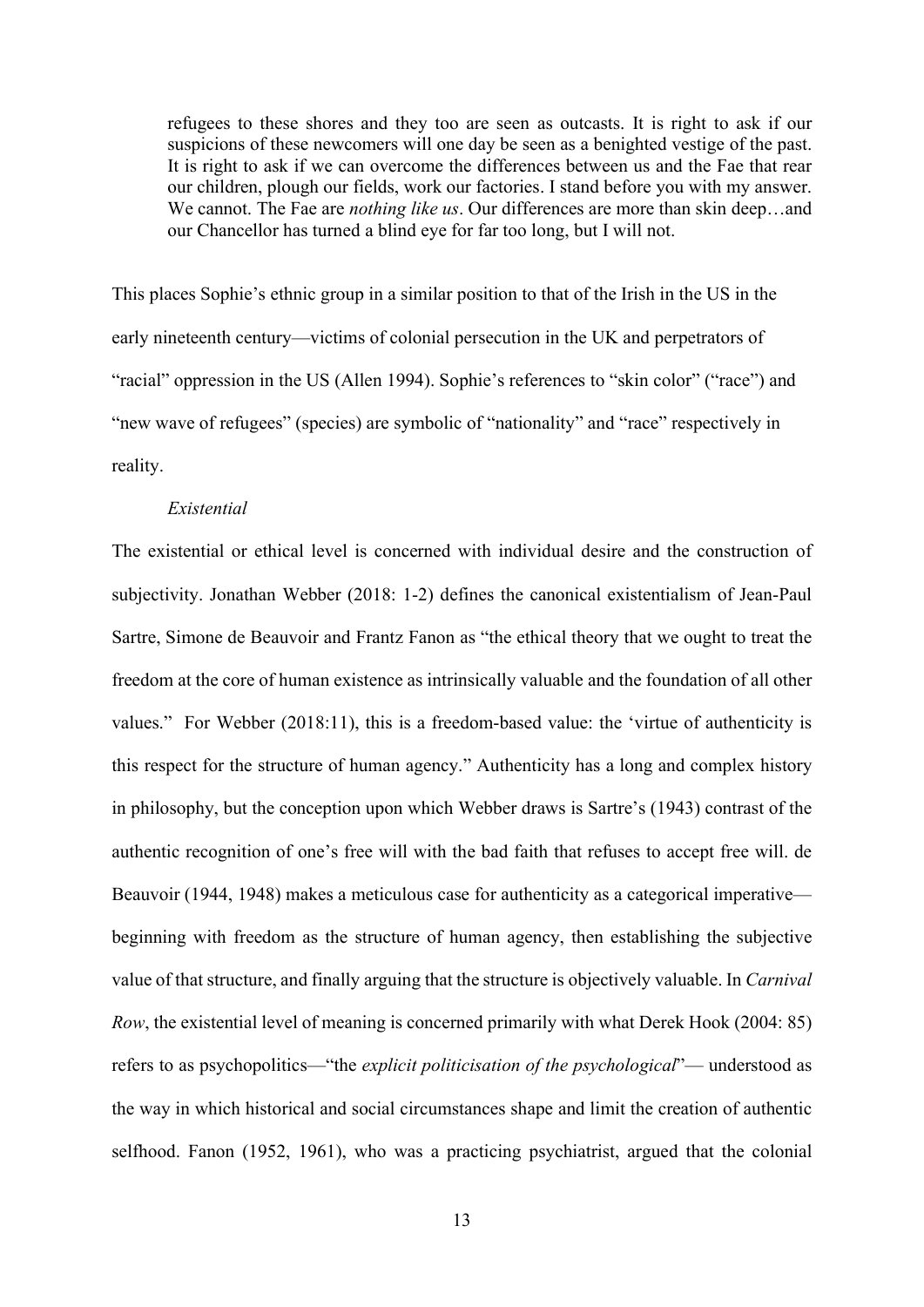> refugees to these shores and they too are seen as outcasts. It is right to ask if our suspicions of these newcomers will one day be seen as a benighted vestige of the past. It is right to ask if we can overcome the differences between us and the Fae that rear our children, plough our fields, work our factories. I stand before you with my answer. We cannot. The Fae are *nothing like us*. Our differences are more than skin deep…and our Chancellor has turned a blind eye for far too long, but I will not.

This places Sophie's ethnic group in a similar position to that of the Irish in the US in the early nineteenth century—victims of colonial persecution in the UK and perpetrators of "racial" oppression in the US (Allen 1994). Sophie's references to "skin color" ("race") and "new wave of refugees" (species) are symbolic of "nationality" and "race" respectively in reality.

*Existential*

The existential or ethical level is concerned with individual desire and the construction of subjectivity. Jonathan Webber (2018: 1-2) defines the canonical existentialism of Jean-Paul Sartre, Simone de Beauvoir and Frantz Fanon as "the ethical theory that we ought to treat the freedom at the core of human existence as intrinsically valuable and the foundation of all other values." For Webber (2018:11), this is a freedom-based value: the 'virtue of authenticity is this respect for the structure of human agency." Authenticity has a long and complex history in philosophy, but the conception upon which Webber draws is Sartre's (1943) contrast of the authentic recognition of one's free will with the bad faith that refuses to accept free will. de Beauvoir (1944, 1948) makes a meticulous case for authenticity as a categorical imperative—beginning with freedom as the structure of human agency, then establishing the subjective value of that structure, and finally arguing that the structure is objectively valuable. In *Carnival Row*, the existential level of meaning is concerned primarily with what Derek Hook (2004: 85) refers to as psychopolitics—"the *explicit politicisation of the psychological*"— understood as the way in which historical and social circumstances shape and limit the creation of authentic selfhood. Fanon (1952, 1961), who was a practicing psychiatrist, argued that the colonial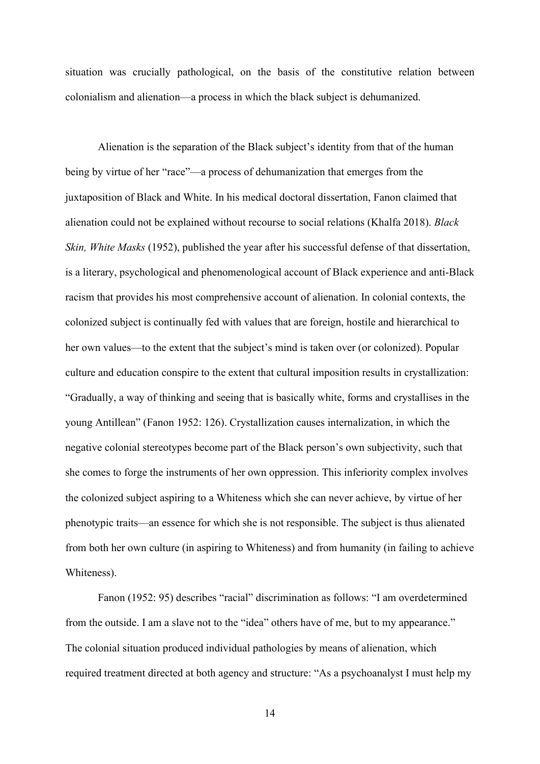situation was crucially pathological, on the basis of the constitutive relation between colonialism and alienation—a process in which the black subject is dehumanized.

Alienation is the separation of the Black subject's identity from that of the human being by virtue of her "race"—a process of dehumanization that emerges from the juxtaposition of Black and White. In his medical doctoral dissertation, Fanon claimed that alienation could not be explained without recourse to social relations (Khalfa 2018). *Black Skin, White Masks* (1952), published the year after his successful defense of that dissertation, is a literary, psychological and phenomenological account of Black experience and anti-Black racism that provides his most comprehensive account of alienation. In colonial contexts, the colonized subject is continually fed with values that are foreign, hostile and hierarchical to her own values—to the extent that the subject's mind is taken over (or colonized). Popular culture and education conspire to the extent that cultural imposition results in crystallization: "Gradually, a way of thinking and seeing that is basically white, forms and crystallises in the young Antillean" (Fanon 1952: 126). Crystallization causes internalization, in which the negative colonial stereotypes become part of the Black person's own subjectivity, such that she comes to forge the instruments of her own oppression. This inferiority complex involves the colonized subject aspiring to a Whiteness which she can never achieve, by virtue of her phenotypic traits—an essence for which she is not responsible. The subject is thus alienated from both her own culture (in aspiring to Whiteness) and from humanity (in failing to achieve Whiteness).

Fanon (1952: 95) describes "racial" discrimination as follows: "I am overdetermined from the outside. I am a slave not to the "idea" others have of me, but to my appearance." The colonial situation produced individual pathologies by means of alienation, which required treatment directed at both agency and structure: "As a psychoanalyst I must help my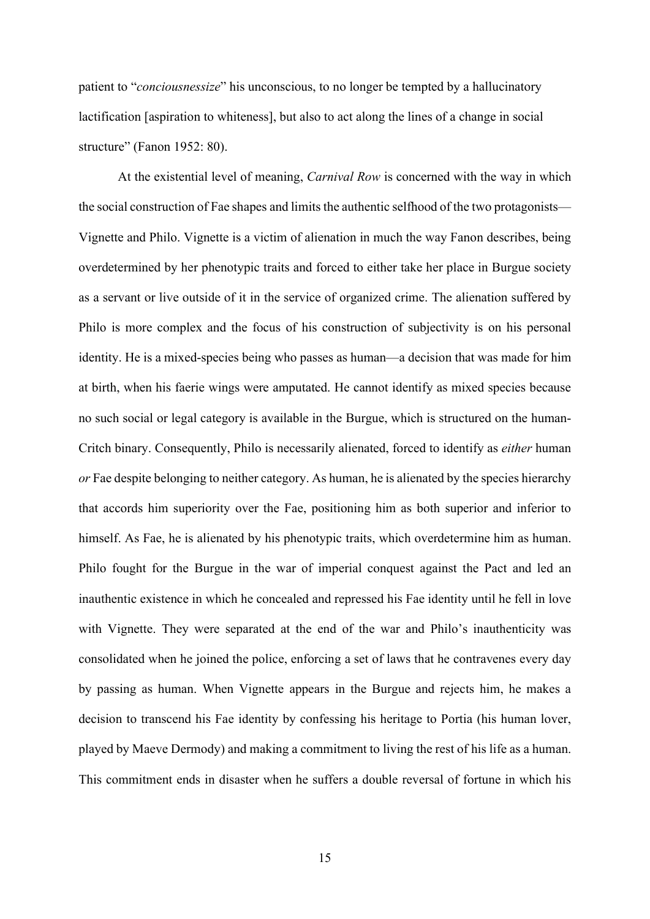patient to "*conciousnessize*" his unconscious, to no longer be tempted by a hallucinatory lactification [aspiration to whiteness], but also to act along the lines of a change in social structure" (Fanon 1952: 80).

At the existential level of meaning, *Carnival Row* is concerned with the way in which the social construction of Fae shapes and limits the authentic selfhood of the two protagonists—Vignette and Philo. Vignette is a victim of alienation in much the way Fanon describes, being overdetermined by her phenotypic traits and forced to either take her place in Burgue society as a servant or live outside of it in the service of organized crime. The alienation suffered by Philo is more complex and the focus of his construction of subjectivity is on his personal identity. He is a mixed-species being who passes as human—a decision that was made for him at birth, when his faerie wings were amputated. He cannot identify as mixed species because no such social or legal category is available in the Burgue, which is structured on the human-Critch binary. Consequently, Philo is necessarily alienated, forced to identify as *either* human *or* Fae despite belonging to neither category. As human, he is alienated by the species hierarchy that accords him superiority over the Fae, positioning him as both superior and inferior to himself. As Fae, he is alienated by his phenotypic traits, which overdetermine him as human. Philo fought for the Burgue in the war of imperial conquest against the Pact and led an inauthentic existence in which he concealed and repressed his Fae identity until he fell in love with Vignette. They were separated at the end of the war and Philo's inauthenticity was consolidated when he joined the police, enforcing a set of laws that he contravenes every day by passing as human. When Vignette appears in the Burgue and rejects him, he makes a decision to transcend his Fae identity by confessing his heritage to Portia (his human lover, played by Maeve Dermody) and making a commitment to living the rest of his life as a human. This commitment ends in disaster when he suffers a double reversal of fortune in which his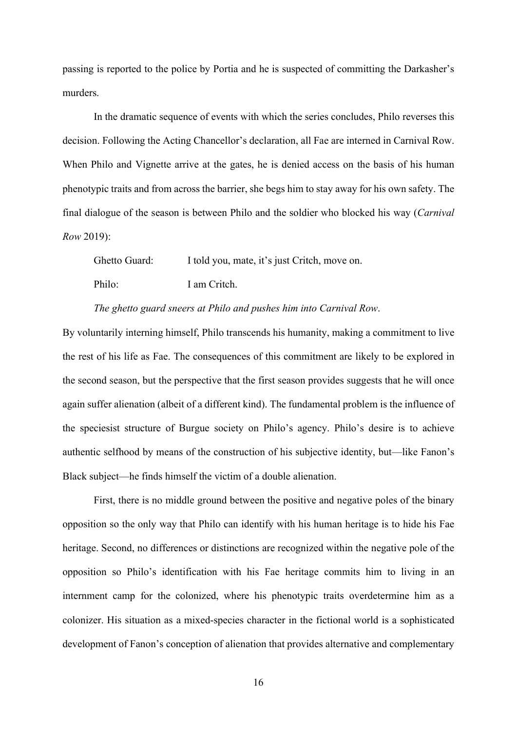passing is reported to the police by Portia and he is suspected of committing the Darkasher's murders.

In the dramatic sequence of events with which the series concludes, Philo reverses this decision. Following the Acting Chancellor's declaration, all Fae are interned in Carnival Row. When Philo and Vignette arrive at the gates, he is denied access on the basis of his human phenotypic traits and from across the barrier, she begs him to stay away for his own safety. The final dialogue of the season is between Philo and the soldier who blocked his way (*Carnival Row* 2019):

> Ghetto Guard: I told you, mate, it's just Critch, move on.
>
> Philo: I am Critch.
>
> *The ghetto guard sneers at Philo and pushes him into Carnival Row*.

By voluntarily interning himself, Philo transcends his humanity, making a commitment to live the rest of his life as Fae. The consequences of this commitment are likely to be explored in the second season, but the perspective that the first season provides suggests that he will once again suffer alienation (albeit of a different kind). The fundamental problem is the influence of the speciesist structure of Burgue society on Philo's agency. Philo's desire is to achieve authentic selfhood by means of the construction of his subjective identity, but—like Fanon's Black subject—he finds himself the victim of a double alienation.

First, there is no middle ground between the positive and negative poles of the binary opposition so the only way that Philo can identify with his human heritage is to hide his Fae heritage. Second, no differences or distinctions are recognized within the negative pole of the opposition so Philo's identification with his Fae heritage commits him to living in an internment camp for the colonized, where his phenotypic traits overdetermine him as a colonizer. His situation as a mixed-species character in the fictional world is a sophisticated development of Fanon's conception of alienation that provides alternative and complementary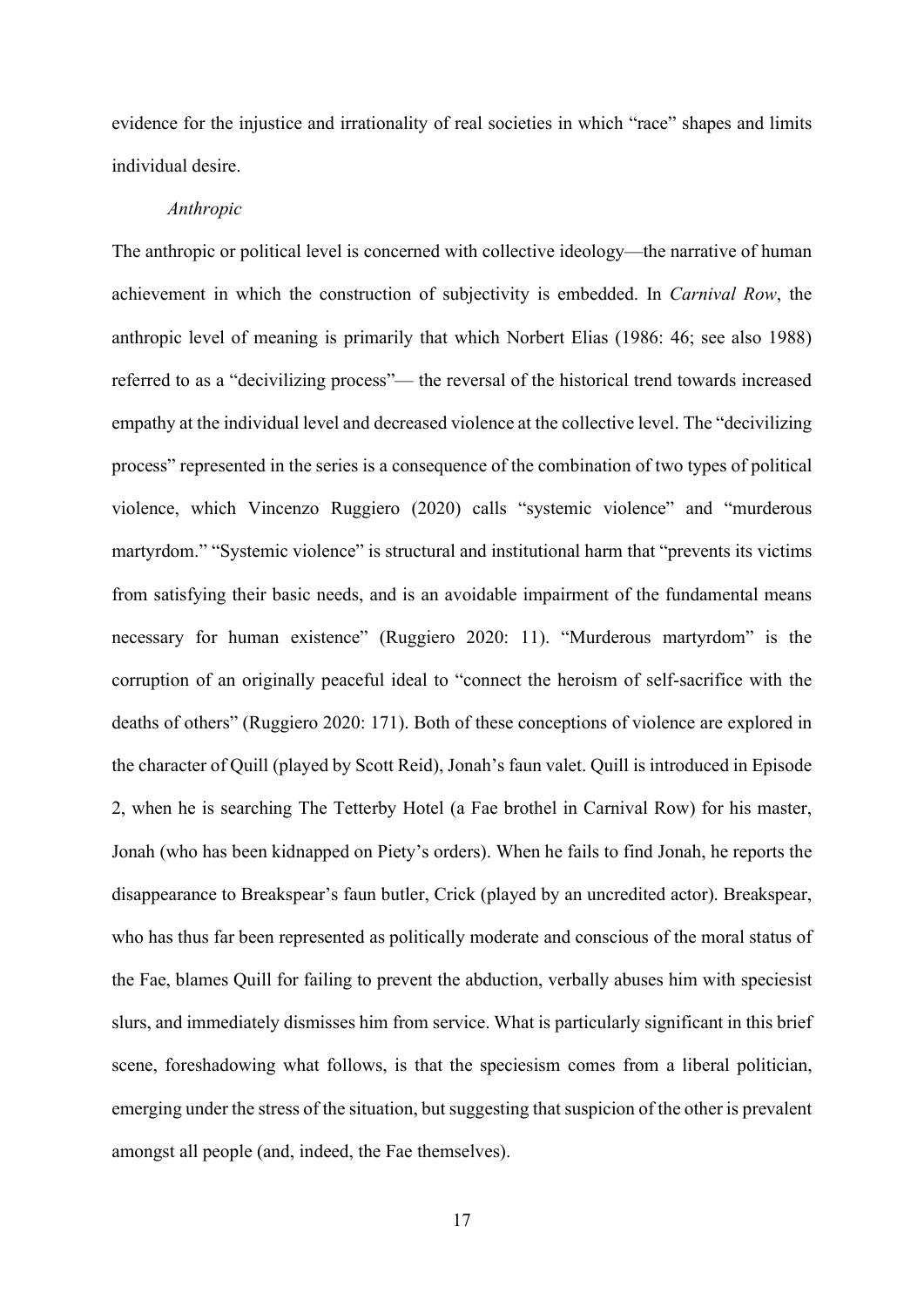evidence for the injustice and irrationality of real societies in which “race” shapes and limits individual desire.

*Anthropic*

The anthropic or political level is concerned with collective ideology—the narrative of human achievement in which the construction of subjectivity is embedded. In *Carnival Row*, the anthropic level of meaning is primarily that which Norbert Elias (1986: 46; see also 1988) referred to as a “decivilizing process”— the reversal of the historical trend towards increased empathy at the individual level and decreased violence at the collective level. The “decivilizing process” represented in the series is a consequence of the combination of two types of political violence, which Vincenzo Ruggiero (2020) calls “systemic violence” and “murderous martyrdom.” “Systemic violence” is structural and institutional harm that “prevents its victims from satisfying their basic needs, and is an avoidable impairment of the fundamental means necessary for human existence” (Ruggiero 2020: 11). “Murderous martyrdom” is the corruption of an originally peaceful ideal to “connect the heroism of self-sacrifice with the deaths of others” (Ruggiero 2020: 171). Both of these conceptions of violence are explored in the character of Quill (played by Scott Reid), Jonah’s faun valet. Quill is introduced in Episode 2, when he is searching The Tetterby Hotel (a Fae brothel in Carnival Row) for his master, Jonah (who has been kidnapped on Piety’s orders). When he fails to find Jonah, he reports the disappearance to Breakspear’s faun butler, Crick (played by an uncredited actor). Breakspear, who has thus far been represented as politically moderate and conscious of the moral status of the Fae, blames Quill for failing to prevent the abduction, verbally abuses him with speciesist slurs, and immediately dismisses him from service. What is particularly significant in this brief scene, foreshadowing what follows, is that the speciesism comes from a liberal politician, emerging under the stress of the situation, but suggesting that suspicion of the other is prevalent amongst all people (and, indeed, the Fae themselves).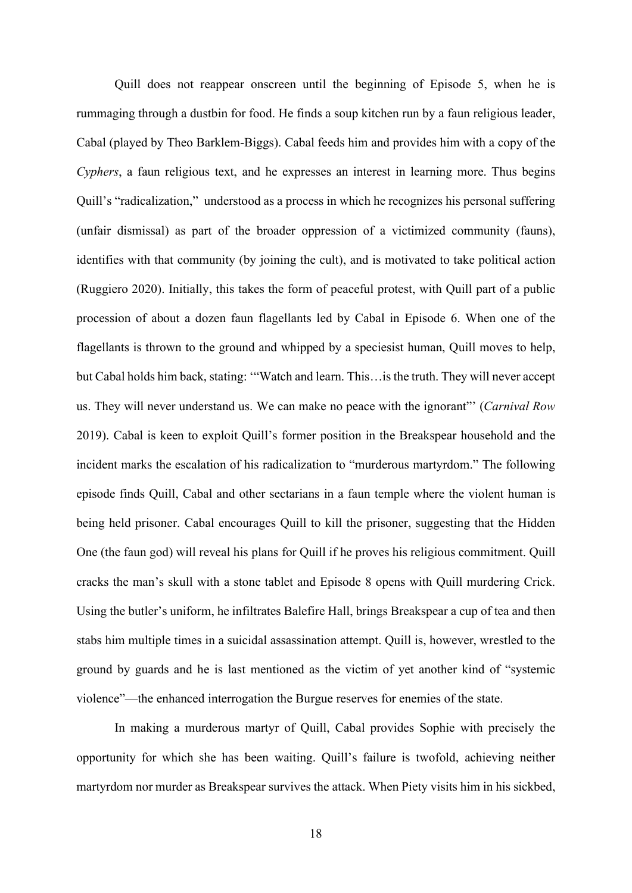Quill does not reappear onscreen until the beginning of Episode 5, when he is rummaging through a dustbin for food. He finds a soup kitchen run by a faun religious leader, Cabal (played by Theo Barklem-Biggs). Cabal feeds him and provides him with a copy of the *Cyphers*, a faun religious text, and he expresses an interest in learning more. Thus begins Quill's "radicalization," understood as a process in which he recognizes his personal suffering (unfair dismissal) as part of the broader oppression of a victimized community (fauns), identifies with that community (by joining the cult), and is motivated to take political action (Ruggiero 2020). Initially, this takes the form of peaceful protest, with Quill part of a public procession of about a dozen faun flagellants led by Cabal in Episode 6. When one of the flagellants is thrown to the ground and whipped by a speciesist human, Quill moves to help, but Cabal holds him back, stating: '"Watch and learn. This…is the truth. They will never accept us. They will never understand us. We can make no peace with the ignorant"' (*Carnival Row* 2019). Cabal is keen to exploit Quill's former position in the Breakspear household and the incident marks the escalation of his radicalization to "murderous martyrdom." The following episode finds Quill, Cabal and other sectarians in a faun temple where the violent human is being held prisoner. Cabal encourages Quill to kill the prisoner, suggesting that the Hidden One (the faun god) will reveal his plans for Quill if he proves his religious commitment. Quill cracks the man's skull with a stone tablet and Episode 8 opens with Quill murdering Crick. Using the butler's uniform, he infiltrates Balefire Hall, brings Breakspear a cup of tea and then stabs him multiple times in a suicidal assassination attempt. Quill is, however, wrestled to the ground by guards and he is last mentioned as the victim of yet another kind of "systemic violence"—the enhanced interrogation the Burgue reserves for enemies of the state.

In making a murderous martyr of Quill, Cabal provides Sophie with precisely the opportunity for which she has been waiting. Quill's failure is twofold, achieving neither martyrdom nor murder as Breakspear survives the attack. When Piety visits him in his sickbed,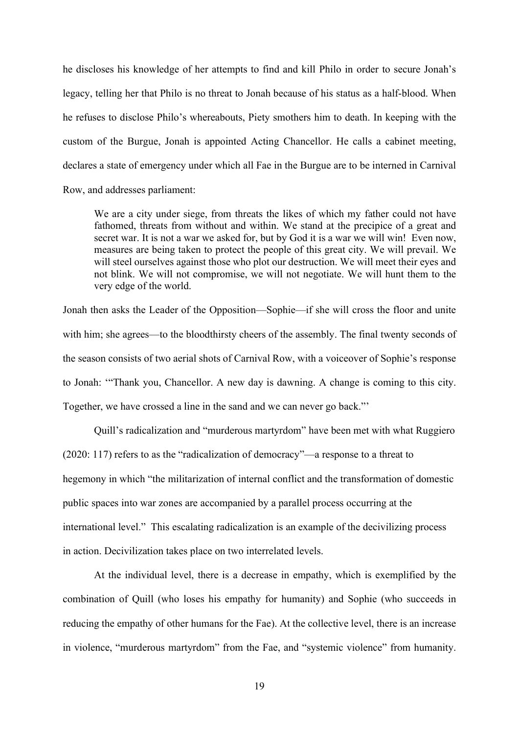he discloses his knowledge of her attempts to find and kill Philo in order to secure Jonah's legacy, telling her that Philo is no threat to Jonah because of his status as a half-blood. When he refuses to disclose Philo's whereabouts, Piety smothers him to death. In keeping with the custom of the Burgue, Jonah is appointed Acting Chancellor. He calls a cabinet meeting, declares a state of emergency under which all Fae in the Burgue are to be interned in Carnival Row, and addresses parliament:

> We are a city under siege, from threats the likes of which my father could not have fathomed, threats from without and within. We stand at the precipice of a great and secret war. It is not a war we asked for, but by God it is a war we will win! Even now, measures are being taken to protect the people of this great city. We will prevail. We will steel ourselves against those who plot our destruction. We will meet their eyes and not blink. We will not compromise, we will not negotiate. We will hunt them to the very edge of the world.

Jonah then asks the Leader of the Opposition—Sophie—if she will cross the floor and unite with him; she agrees—to the bloodthirsty cheers of the assembly. The final twenty seconds of the season consists of two aerial shots of Carnival Row, with a voiceover of Sophie's response to Jonah: '"Thank you, Chancellor. A new day is dawning. A change is coming to this city. Together, we have crossed a line in the sand and we can never go back."'

Quill's radicalization and "murderous martyrdom" have been met with what Ruggiero (2020: 117) refers to as the "radicalization of democracy"—a response to a threat to hegemony in which "the militarization of internal conflict and the transformation of domestic public spaces into war zones are accompanied by a parallel process occurring at the international level." This escalating radicalization is an example of the decivilizing process in action. Decivilization takes place on two interrelated levels.

At the individual level, there is a decrease in empathy, which is exemplified by the combination of Quill (who loses his empathy for humanity) and Sophie (who succeeds in reducing the empathy of other humans for the Fae). At the collective level, there is an increase in violence, "murderous martyrdom" from the Fae, and "systemic violence" from humanity.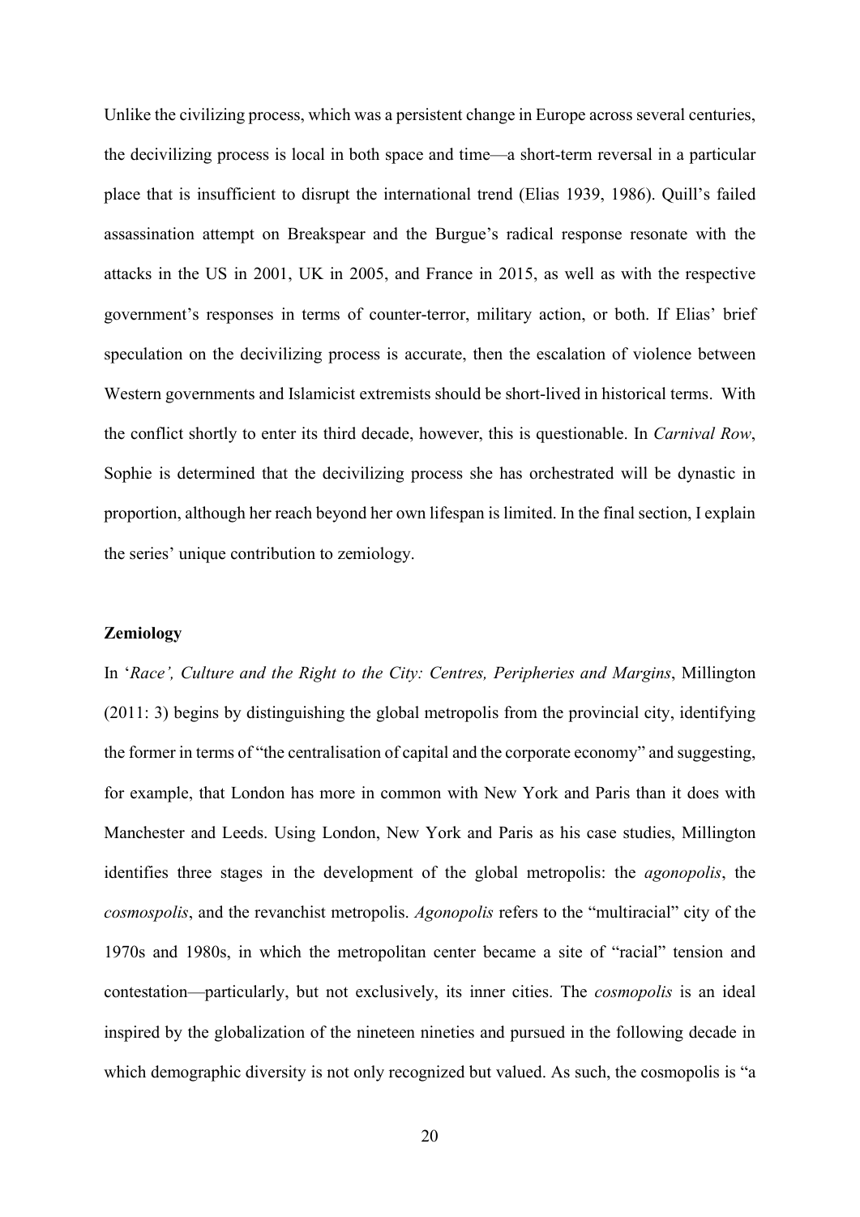Unlike the civilizing process, which was a persistent change in Europe across several centuries, the decivilizing process is local in both space and time—a short-term reversal in a particular place that is insufficient to disrupt the international trend (Elias 1939, 1986). Quill's failed assassination attempt on Breakspear and the Burgue's radical response resonate with the attacks in the US in 2001, UK in 2005, and France in 2015, as well as with the respective government's responses in terms of counter-terror, military action, or both. If Elias' brief speculation on the decivilizing process is accurate, then the escalation of violence between Western governments and Islamicist extremists should be short-lived in historical terms. With the conflict shortly to enter its third decade, however, this is questionable. In *Carnival Row*, Sophie is determined that the decivilizing process she has orchestrated will be dynastic in proportion, although her reach beyond her own lifespan is limited. In the final section, I explain the series' unique contribution to zemiology.

## Zemiology

In '*Race', Culture and the Right to the City: Centres, Peripheries and Margins*, Millington (2011: 3) begins by distinguishing the global metropolis from the provincial city, identifying the former in terms of "the centralisation of capital and the corporate economy" and suggesting, for example, that London has more in common with New York and Paris than it does with Manchester and Leeds. Using London, New York and Paris as his case studies, Millington identifies three stages in the development of the global metropolis: the *agonopolis*, the *cosmospolis*, and the revanchist metropolis. *Agonopolis* refers to the "multiracial" city of the 1970s and 1980s, in which the metropolitan center became a site of "racial" tension and contestation—particularly, but not exclusively, its inner cities. The *cosmopolis* is an ideal inspired by the globalization of the nineteen nineties and pursued in the following decade in which demographic diversity is not only recognized but valued. As such, the cosmopolis is "a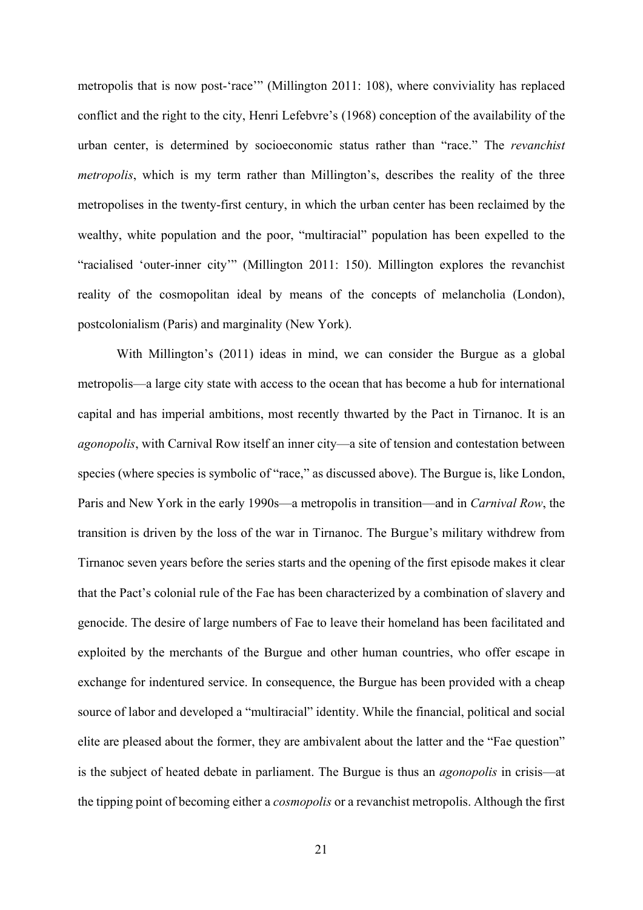metropolis that is now post-'race'" (Millington 2011: 108), where conviviality has replaced conflict and the right to the city, Henri Lefebvre's (1968) conception of the availability of the urban center, is determined by socioeconomic status rather than "race." The *revanchist metropolis*, which is my term rather than Millington's, describes the reality of the three metropolises in the twenty-first century, in which the urban center has been reclaimed by the wealthy, white population and the poor, "multiracial" population has been expelled to the "racialised 'outer-inner city'" (Millington 2011: 150). Millington explores the revanchist reality of the cosmopolitan ideal by means of the concepts of melancholia (London), postcolonialism (Paris) and marginality (New York).

With Millington's (2011) ideas in mind, we can consider the Burgue as a global metropolis—a large city state with access to the ocean that has become a hub for international capital and has imperial ambitions, most recently thwarted by the Pact in Tirnanoc. It is an *agonopolis*, with Carnival Row itself an inner city—a site of tension and contestation between species (where species is symbolic of "race," as discussed above). The Burgue is, like London, Paris and New York in the early 1990s—a metropolis in transition—and in *Carnival Row*, the transition is driven by the loss of the war in Tirnanoc. The Burgue's military withdrew from Tirnanoc seven years before the series starts and the opening of the first episode makes it clear that the Pact's colonial rule of the Fae has been characterized by a combination of slavery and genocide. The desire of large numbers of Fae to leave their homeland has been facilitated and exploited by the merchants of the Burgue and other human countries, who offer escape in exchange for indentured service. In consequence, the Burgue has been provided with a cheap source of labor and developed a "multiracial" identity. While the financial, political and social elite are pleased about the former, they are ambivalent about the latter and the "Fae question" is the subject of heated debate in parliament. The Burgue is thus an *agonopolis* in crisis—at the tipping point of becoming either a *cosmopolis* or a revanchist metropolis. Although the first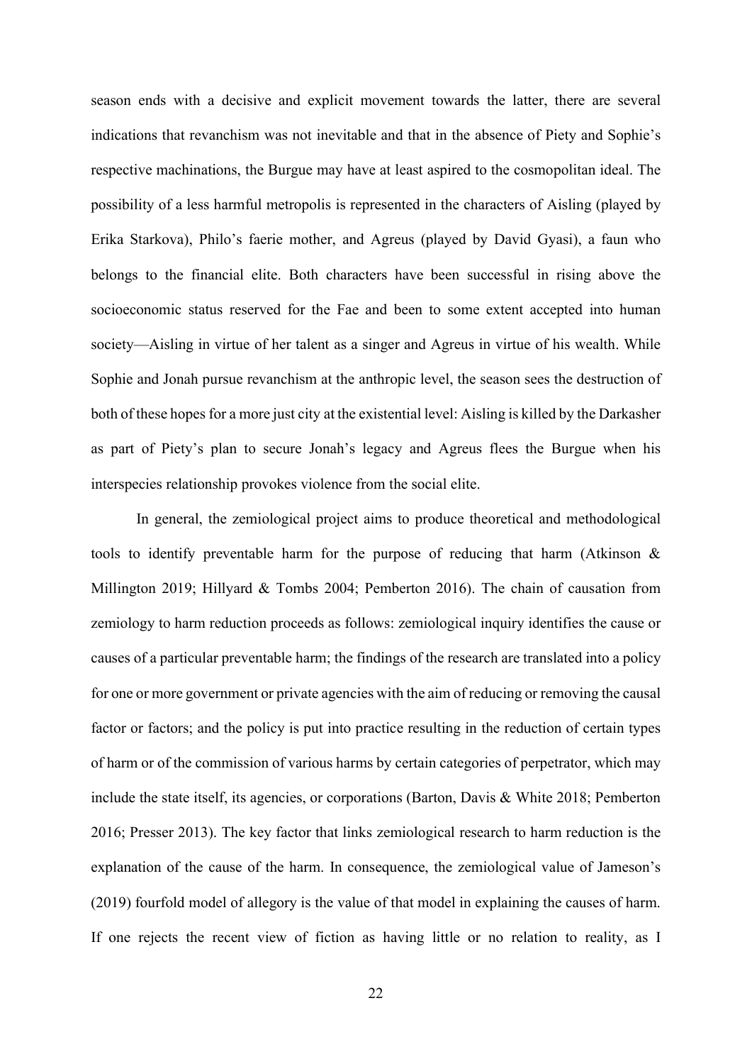season ends with a decisive and explicit movement towards the latter, there are several indications that revanchism was not inevitable and that in the absence of Piety and Sophie's respective machinations, the Burgue may have at least aspired to the cosmopolitan ideal. The possibility of a less harmful metropolis is represented in the characters of Aisling (played by Erika Starkova), Philo's faerie mother, and Agreus (played by David Gyasi), a faun who belongs to the financial elite. Both characters have been successful in rising above the socioeconomic status reserved for the Fae and been to some extent accepted into human society—Aisling in virtue of her talent as a singer and Agreus in virtue of his wealth. While Sophie and Jonah pursue revanchism at the anthropic level, the season sees the destruction of both of these hopes for a more just city at the existential level: Aisling is killed by the Darkasher as part of Piety's plan to secure Jonah's legacy and Agreus flees the Burgue when his interspecies relationship provokes violence from the social elite.

In general, the zemiological project aims to produce theoretical and methodological tools to identify preventable harm for the purpose of reducing that harm (Atkinson & Millington 2019; Hillyard & Tombs 2004; Pemberton 2016). The chain of causation from zemiology to harm reduction proceeds as follows: zemiological inquiry identifies the cause or causes of a particular preventable harm; the findings of the research are translated into a policy for one or more government or private agencies with the aim of reducing or removing the causal factor or factors; and the policy is put into practice resulting in the reduction of certain types of harm or of the commission of various harms by certain categories of perpetrator, which may include the state itself, its agencies, or corporations (Barton, Davis & White 2018; Pemberton 2016; Presser 2013). The key factor that links zemiological research to harm reduction is the explanation of the cause of the harm. In consequence, the zemiological value of Jameson's (2019) fourfold model of allegory is the value of that model in explaining the causes of harm. If one rejects the recent view of fiction as having little or no relation to reality, as I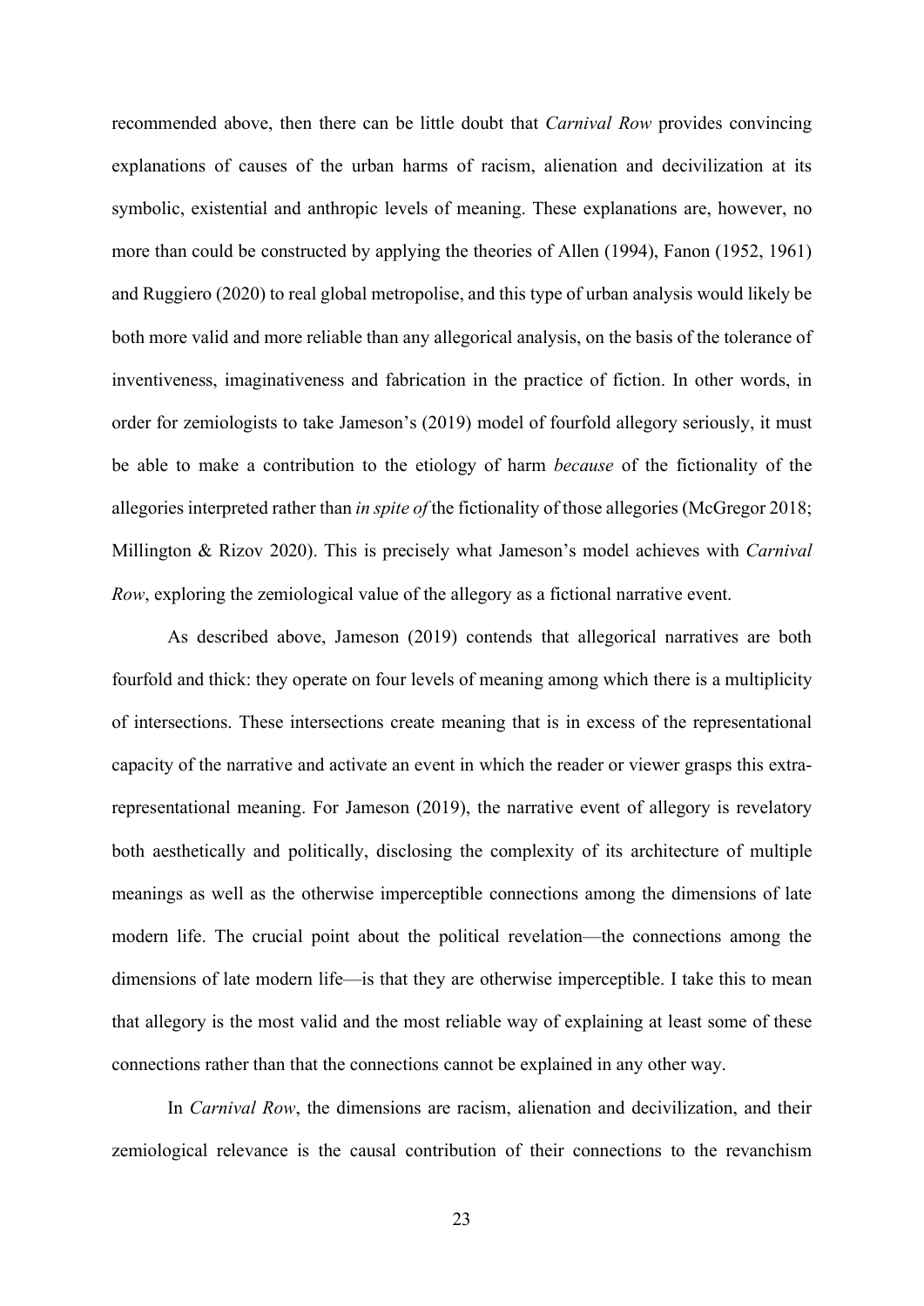recommended above, then there can be little doubt that *Carnival Row* provides convincing explanations of causes of the urban harms of racism, alienation and decivilization at its symbolic, existential and anthropic levels of meaning. These explanations are, however, no more than could be constructed by applying the theories of Allen (1994), Fanon (1952, 1961) and Ruggiero (2020) to real global metropolise, and this type of urban analysis would likely be both more valid and more reliable than any allegorical analysis, on the basis of the tolerance of inventiveness, imaginativeness and fabrication in the practice of fiction. In other words, in order for zemiologists to take Jameson's (2019) model of fourfold allegory seriously, it must be able to make a contribution to the etiology of harm *because* of the fictionality of the allegories interpreted rather than *in spite of* the fictionality of those allegories (McGregor 2018; Millington & Rizov 2020). This is precisely what Jameson's model achieves with *Carnival Row*, exploring the zemiological value of the allegory as a fictional narrative event.

As described above, Jameson (2019) contends that allegorical narratives are both fourfold and thick: they operate on four levels of meaning among which there is a multiplicity of intersections. These intersections create meaning that is in excess of the representational capacity of the narrative and activate an event in which the reader or viewer grasps this extra-representational meaning. For Jameson (2019), the narrative event of allegory is revelatory both aesthetically and politically, disclosing the complexity of its architecture of multiple meanings as well as the otherwise imperceptible connections among the dimensions of late modern life. The crucial point about the political revelation—the connections among the dimensions of late modern life—is that they are otherwise imperceptible. I take this to mean that allegory is the most valid and the most reliable way of explaining at least some of these connections rather than that the connections cannot be explained in any other way.

In *Carnival Row*, the dimensions are racism, alienation and decivilization, and their zemiological relevance is the causal contribution of their connections to the revanchism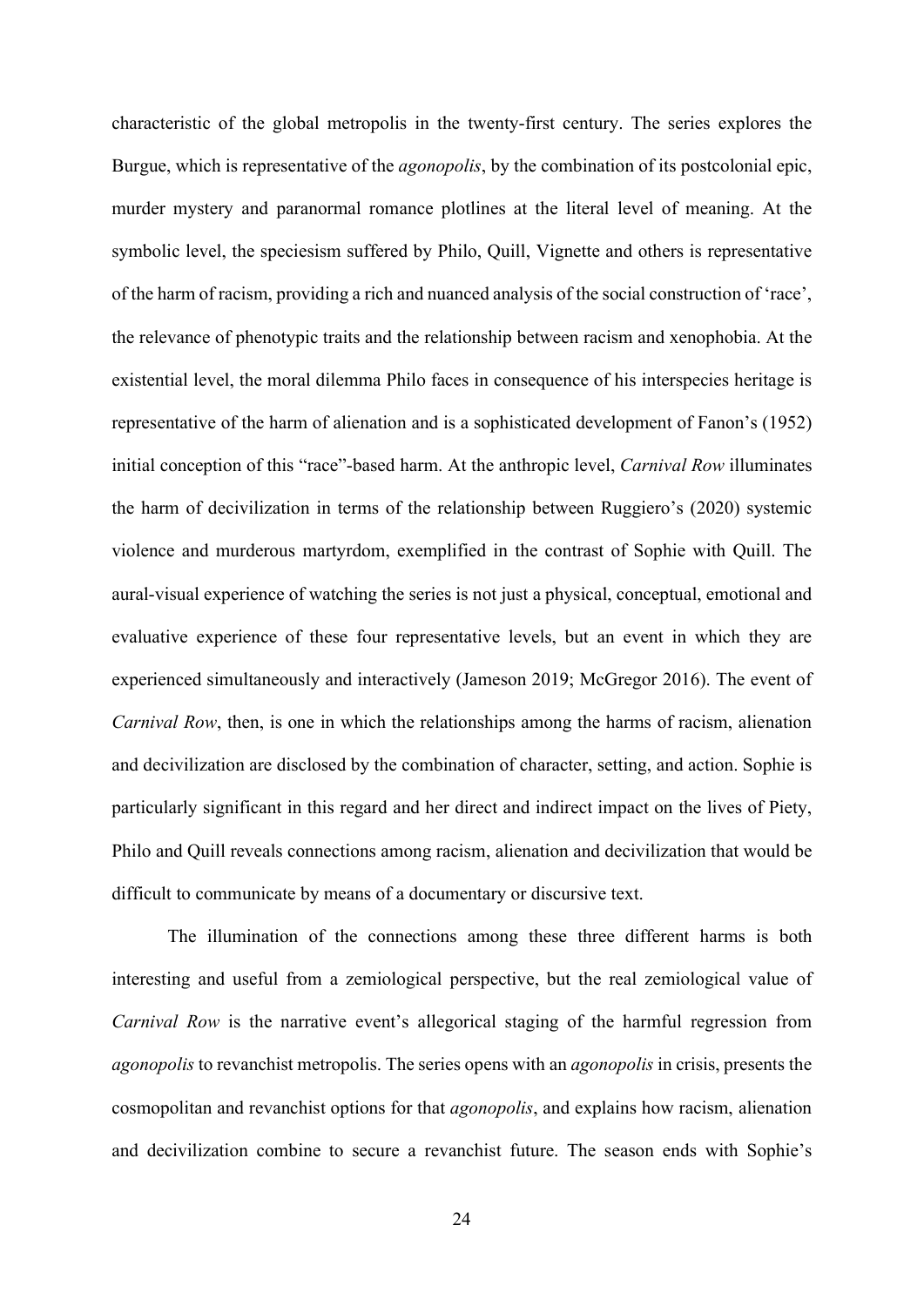characteristic of the global metropolis in the twenty-first century. The series explores the Burgue, which is representative of the *agonopolis*, by the combination of its postcolonial epic, murder mystery and paranormal romance plotlines at the literal level of meaning. At the symbolic level, the speciesism suffered by Philo, Quill, Vignette and others is representative of the harm of racism, providing a rich and nuanced analysis of the social construction of 'race', the relevance of phenotypic traits and the relationship between racism and xenophobia. At the existential level, the moral dilemma Philo faces in consequence of his interspecies heritage is representative of the harm of alienation and is a sophisticated development of Fanon's (1952) initial conception of this "race"-based harm. At the anthropic level, *Carnival Row* illuminates the harm of decivilization in terms of the relationship between Ruggiero's (2020) systemic violence and murderous martyrdom, exemplified in the contrast of Sophie with Quill. The aural-visual experience of watching the series is not just a physical, conceptual, emotional and evaluative experience of these four representative levels, but an event in which they are experienced simultaneously and interactively (Jameson 2019; McGregor 2016). The event of *Carnival Row*, then, is one in which the relationships among the harms of racism, alienation and decivilization are disclosed by the combination of character, setting, and action. Sophie is particularly significant in this regard and her direct and indirect impact on the lives of Piety, Philo and Quill reveals connections among racism, alienation and decivilization that would be difficult to communicate by means of a documentary or discursive text.

The illumination of the connections among these three different harms is both interesting and useful from a zemiological perspective, but the real zemiological value of *Carnival Row* is the narrative event's allegorical staging of the harmful regression from *agonopolis* to revanchist metropolis. The series opens with an *agonopolis* in crisis, presents the cosmopolitan and revanchist options for that *agonopolis*, and explains how racism, alienation and decivilization combine to secure a revanchist future. The season ends with Sophie's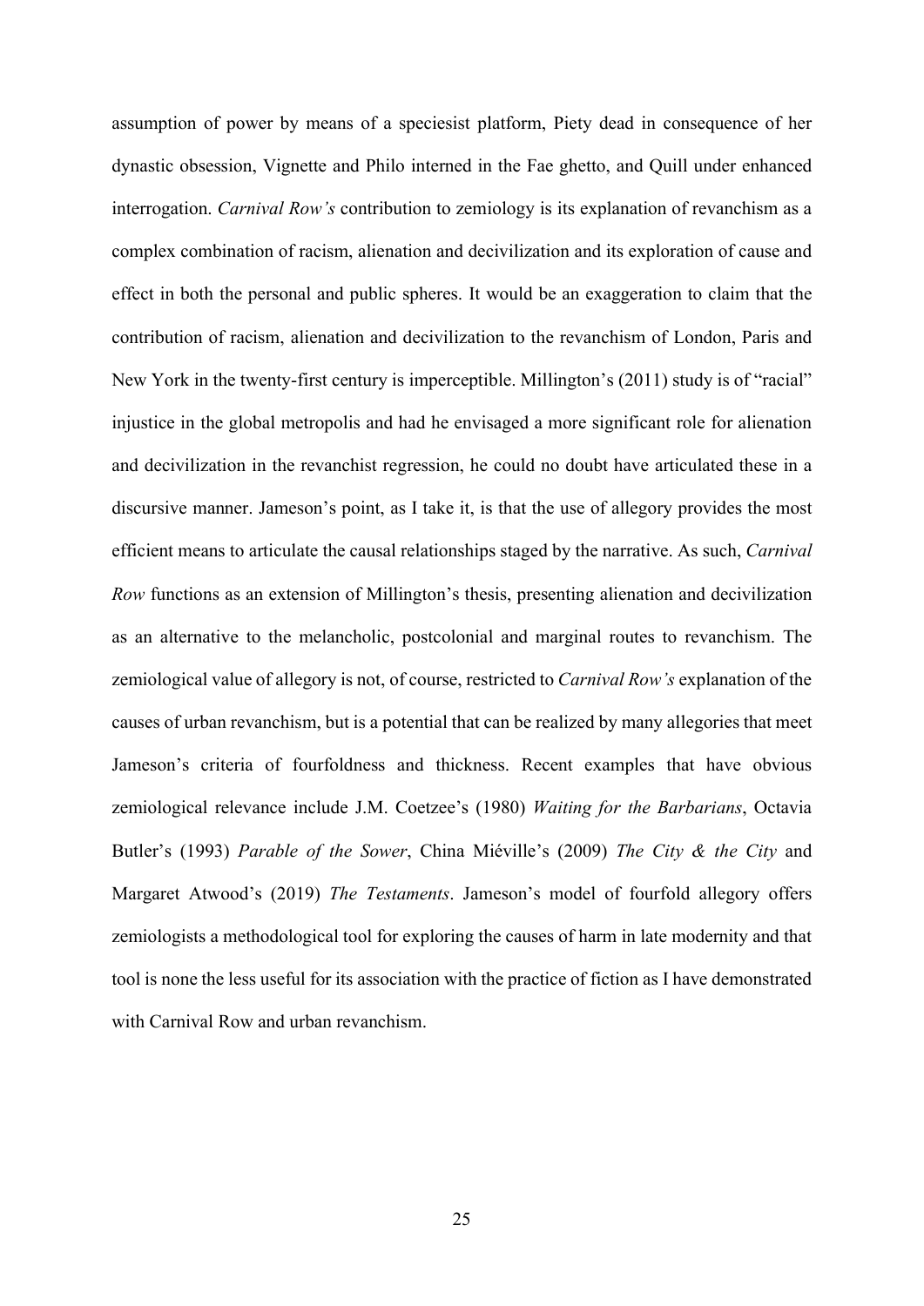assumption of power by means of a speciesist platform, Piety dead in consequence of her dynastic obsession, Vignette and Philo interned in the Fae ghetto, and Quill under enhanced interrogation. *Carnival Row's* contribution to zemiology is its explanation of revanchism as a complex combination of racism, alienation and decivilization and its exploration of cause and effect in both the personal and public spheres. It would be an exaggeration to claim that the contribution of racism, alienation and decivilization to the revanchism of London, Paris and New York in the twenty-first century is imperceptible. Millington's (2011) study is of "racial" injustice in the global metropolis and had he envisaged a more significant role for alienation and decivilization in the revanchist regression, he could no doubt have articulated these in a discursive manner. Jameson's point, as I take it, is that the use of allegory provides the most efficient means to articulate the causal relationships staged by the narrative. As such, *Carnival Row* functions as an extension of Millington's thesis, presenting alienation and decivilization as an alternative to the melancholic, postcolonial and marginal routes to revanchism. The zemiological value of allegory is not, of course, restricted to *Carnival Row's* explanation of the causes of urban revanchism, but is a potential that can be realized by many allegories that meet Jameson's criteria of fourfoldness and thickness. Recent examples that have obvious zemiological relevance include J.M. Coetzee's (1980) *Waiting for the Barbarians*, Octavia Butler's (1993) *Parable of the Sower*, China Miéville's (2009) *The City & the City* and Margaret Atwood's (2019) *The Testaments*. Jameson's model of fourfold allegory offers zemiologists a methodological tool for exploring the causes of harm in late modernity and that tool is none the less useful for its association with the practice of fiction as I have demonstrated with Carnival Row and urban revanchism.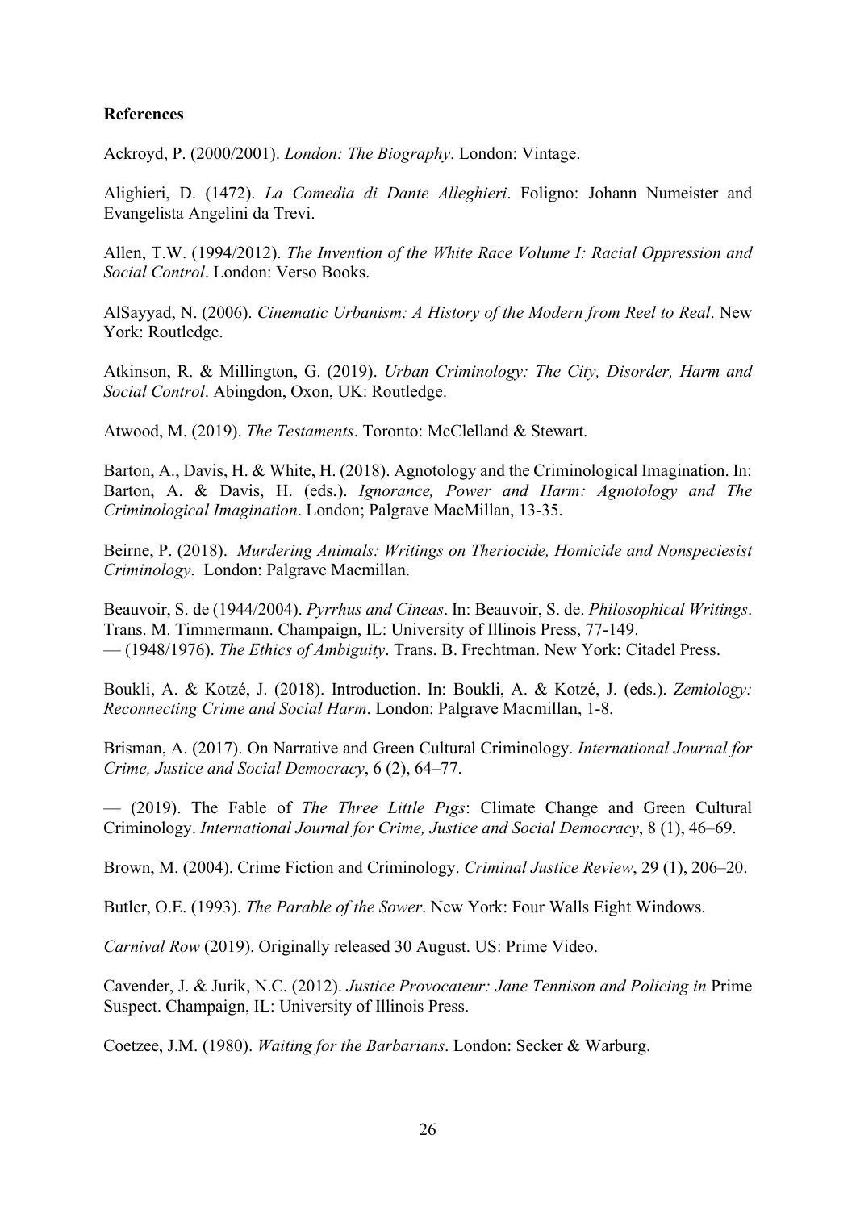**References**

Ackroyd, P. (2000/2001). *London: The Biography*. London: Vintage.

Alighieri, D. (1472). *La Comedia di Dante Alleghieri*. Foligno: Johann Numeister and Evangelista Angelini da Trevi.

Allen, T.W. (1994/2012). *The Invention of the White Race Volume I: Racial Oppression and Social Control*. London: Verso Books.

AlSayyad, N. (2006). *Cinematic Urbanism: A History of the Modern from Reel to Real*. New York: Routledge.

Atkinson, R. & Millington, G. (2019). *Urban Criminology: The City, Disorder, Harm and Social Control*. Abingdon, Oxon, UK: Routledge.

Atwood, M. (2019). *The Testaments*. Toronto: McClelland & Stewart.

Barton, A., Davis, H. & White, H. (2018). Agnotology and the Criminological Imagination. In: Barton, A. & Davis, H. (eds.). *Ignorance, Power and Harm: Agnotology and The Criminological Imagination*. London; Palgrave MacMillan, 13-35.

Beirne, P. (2018). *Murdering Animals: Writings on Theriocide, Homicide and Nonspeciesist Criminology*. London: Palgrave Macmillan.

Beauvoir, S. de (1944/2004). *Pyrrhus and Cineas*. In: Beauvoir, S. de. *Philosophical Writings*. Trans. M. Timmermann. Champaign, IL: University of Illinois Press, 77-149.
— (1948/1976). *The Ethics of Ambiguity*. Trans. B. Frechtman. New York: Citadel Press.

Boukli, A. & Kotzé, J. (2018). Introduction. In: Boukli, A. & Kotzé, J. (eds.). *Zemiology: Reconnecting Crime and Social Harm*. London: Palgrave Macmillan, 1-8.

Brisman, A. (2017). On Narrative and Green Cultural Criminology. *International Journal for Crime, Justice and Social Democracy*, 6 (2), 64–77.

— (2019). The Fable of *The Three Little Pigs*: Climate Change and Green Cultural Criminology. *International Journal for Crime, Justice and Social Democracy*, 8 (1), 46–69.

Brown, M. (2004). Crime Fiction and Criminology. *Criminal Justice Review*, 29 (1), 206–20.

Butler, O.E. (1993). *The Parable of the Sower*. New York: Four Walls Eight Windows.

*Carnival Row* (2019). Originally released 30 August. US: Prime Video.

Cavender, J. & Jurik, N.C. (2012). *Justice Provocateur: Jane Tennison and Policing in* Prime Suspect. Champaign, IL: University of Illinois Press.

Coetzee, J.M. (1980). *Waiting for the Barbarians*. London: Secker & Warburg.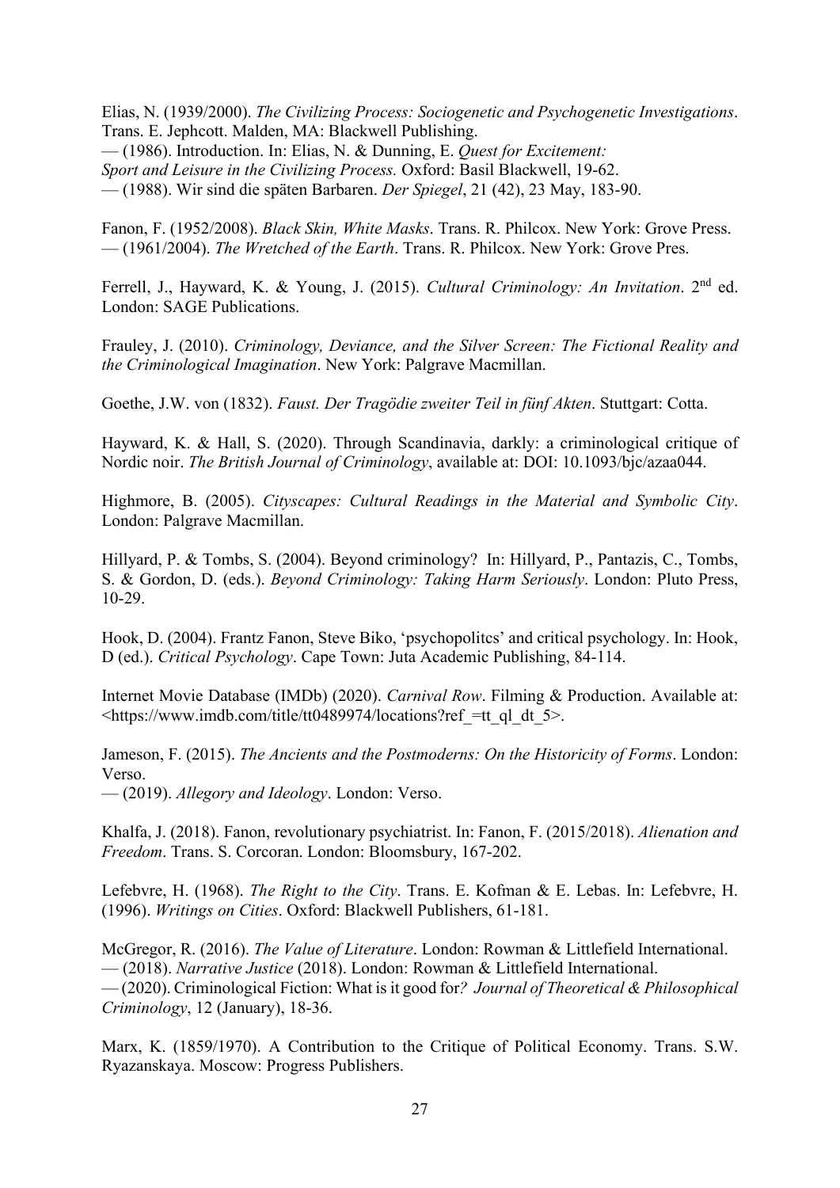Elias, N. (1939/2000). *The Civilizing Process: Sociogenetic and Psychogenetic Investigations*. Trans. E. Jephcott. Malden, MA: Blackwell Publishing.
— (1986). Introduction. In: Elias, N. & Dunning, E. *Quest for Excitement: Sport and Leisure in the Civilizing Process.* Oxford: Basil Blackwell, 19-62.
— (1988). Wir sind die späten Barbaren. *Der Spiegel*, 21 (42), 23 May, 183-90.

Fanon, F. (1952/2008). *Black Skin, White Masks*. Trans. R. Philcox. New York: Grove Press.
— (1961/2004). *The Wretched of the Earth*. Trans. R. Philcox. New York: Grove Pres.

Ferrell, J., Hayward, K. & Young, J. (2015). *Cultural Criminology: An Invitation*. 2nd ed. London: SAGE Publications.

Frauley, J. (2010). *Criminology, Deviance, and the Silver Screen: The Fictional Reality and the Criminological Imagination*. New York: Palgrave Macmillan.

Goethe, J.W. von (1832). *Faust. Der Tragödie zweiter Teil in fünf Akten*. Stuttgart: Cotta.

Hayward, K. & Hall, S. (2020). Through Scandinavia, darkly: a criminological critique of Nordic noir. *The British Journal of Criminology*, available at: DOI: 10.1093/bjc/azaa044.

Highmore, B. (2005). *Cityscapes: Cultural Readings in the Material and Symbolic City*. London: Palgrave Macmillan.

Hillyard, P. & Tombs, S. (2004). Beyond criminology? In: Hillyard, P., Pantazis, C., Tombs, S. & Gordon, D. (eds.). *Beyond Criminology: Taking Harm Seriously*. London: Pluto Press, 10-29.

Hook, D. (2004). Frantz Fanon, Steve Biko, 'psychopolitcs' and critical psychology. In: Hook, D (ed.). *Critical Psychology*. Cape Town: Juta Academic Publishing, 84-114.

Internet Movie Database (IMDb) (2020). *Carnival Row*. Filming & Production. Available at: <https://www.imdb.com/title/tt0489974/locations?ref_=tt_ql_dt_5>.

Jameson, F. (2015). *The Ancients and the Postmoderns: On the Historicity of Forms*. London: Verso.
— (2019). *Allegory and Ideology*. London: Verso.

Khalfa, J. (2018). Fanon, revolutionary psychiatrist. In: Fanon, F. (2015/2018). *Alienation and Freedom*. Trans. S. Corcoran. London: Bloomsbury, 167-202.

Lefebvre, H. (1968). *The Right to the City*. Trans. E. Kofman & E. Lebas. In: Lefebvre, H. (1996). *Writings on Cities*. Oxford: Blackwell Publishers, 61-181.

McGregor, R. (2016). *The Value of Literature*. London: Rowman & Littlefield International.
— (2018). *Narrative Justice* (2018). London: Rowman & Littlefield International.
— (2020). Criminological Fiction: What is it good for*? Journal of Theoretical & Philosophical Criminology*, 12 (January), 18-36.

Marx, K. (1859/1970). A Contribution to the Critique of Political Economy. Trans. S.W. Ryazanskaya. Moscow: Progress Publishers.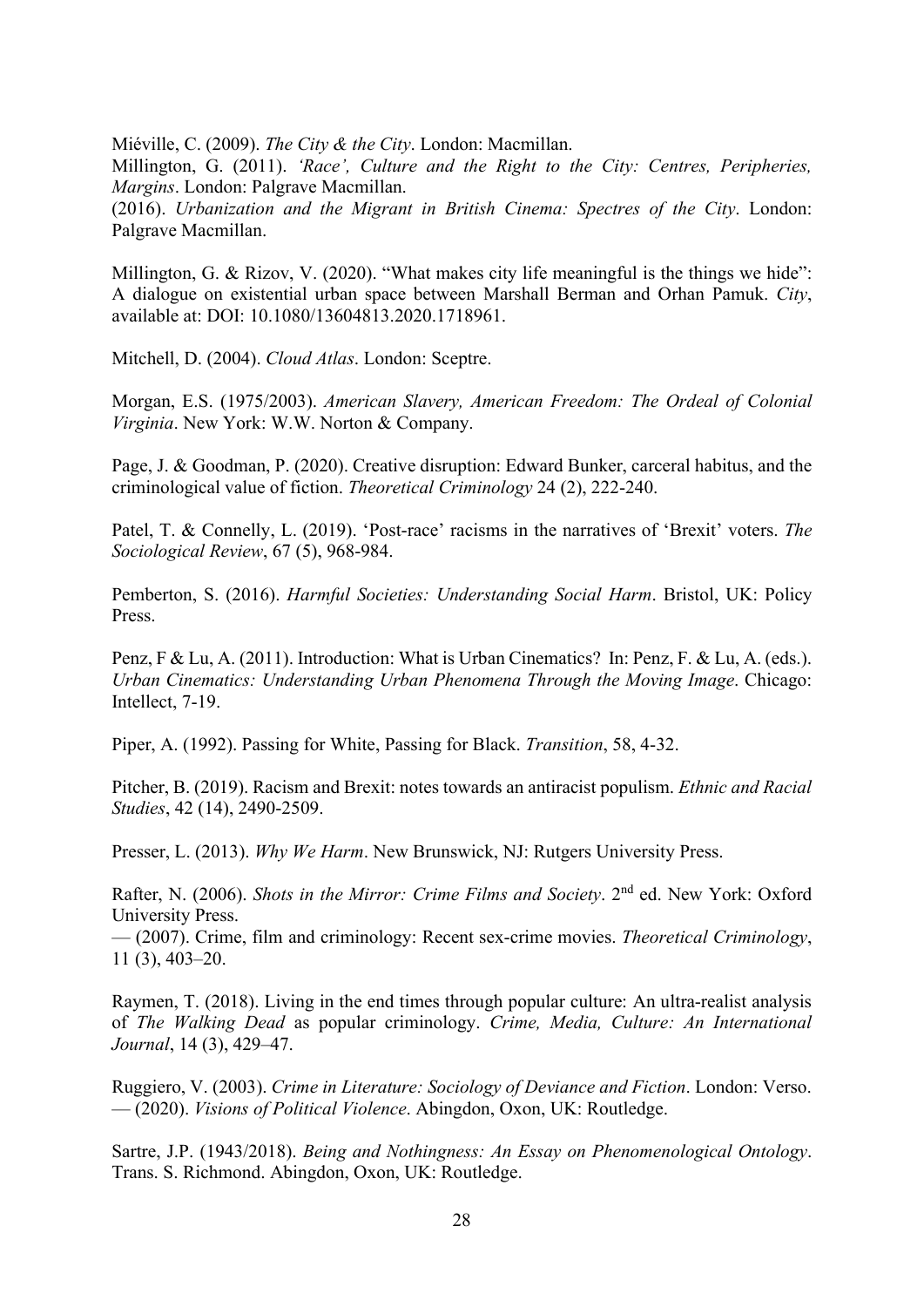Miéville, C. (2009). *The City & the City*. London: Macmillan.

Millington, G. (2011). *'Race', Culture and the Right to the City: Centres, Peripheries, Margins*. London: Palgrave Macmillan.

(2016). *Urbanization and the Migrant in British Cinema: Spectres of the City*. London: Palgrave Macmillan.

Millington, G. & Rizov, V. (2020). "What makes city life meaningful is the things we hide": A dialogue on existential urban space between Marshall Berman and Orhan Pamuk. *City*, available at: DOI: 10.1080/13604813.2020.1718961.

Mitchell, D. (2004). *Cloud Atlas*. London: Sceptre.

Morgan, E.S. (1975/2003). *American Slavery, American Freedom: The Ordeal of Colonial Virginia*. New York: W.W. Norton & Company.

Page, J. & Goodman, P. (2020). Creative disruption: Edward Bunker, carceral habitus, and the criminological value of fiction. *Theoretical Criminology* 24 (2), 222-240.

Patel, T. & Connelly, L. (2019). 'Post-race' racisms in the narratives of 'Brexit' voters. *The Sociological Review*, 67 (5), 968-984.

Pemberton, S. (2016). *Harmful Societies: Understanding Social Harm*. Bristol, UK: Policy Press.

Penz, F & Lu, A. (2011). Introduction: What is Urban Cinematics? In: Penz, F. & Lu, A. (eds.). *Urban Cinematics: Understanding Urban Phenomena Through the Moving Image*. Chicago: Intellect, 7-19.

Piper, A. (1992). Passing for White, Passing for Black. *Transition*, 58, 4-32.

Pitcher, B. (2019). Racism and Brexit: notes towards an antiracist populism. *Ethnic and Racial Studies*, 42 (14), 2490-2509.

Presser, L. (2013). *Why We Harm*. New Brunswick, NJ: Rutgers University Press.

Rafter, N. (2006). *Shots in the Mirror: Crime Films and Society*. 2nd ed. New York: Oxford University Press.

— (2007). Crime, film and criminology: Recent sex-crime movies. *Theoretical Criminology*, 11 (3), 403–20.

Raymen, T. (2018). Living in the end times through popular culture: An ultra-realist analysis of *The Walking Dead* as popular criminology. *Crime, Media, Culture: An International Journal*, 14 (3), 429–47.

Ruggiero, V. (2003). *Crime in Literature: Sociology of Deviance and Fiction*. London: Verso.

— (2020). *Visions of Political Violence*. Abingdon, Oxon, UK: Routledge.

Sartre, J.P. (1943/2018). *Being and Nothingness: An Essay on Phenomenological Ontology*. Trans. S. Richmond. Abingdon, Oxon, UK: Routledge.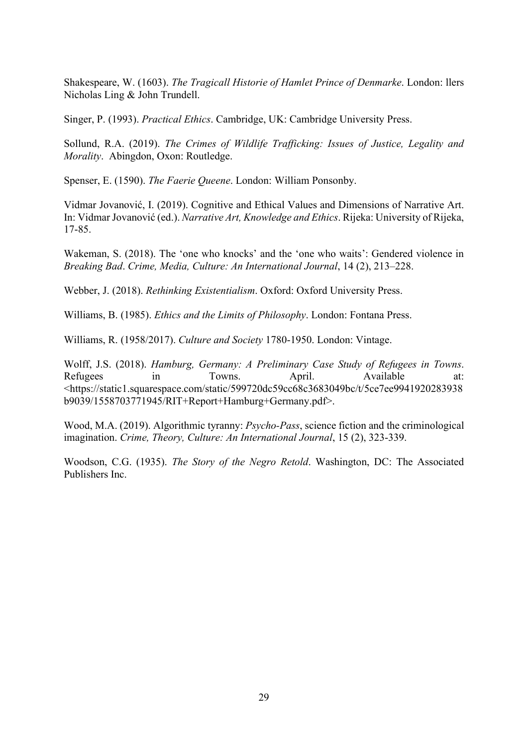Shakespeare, W. (1603). *The Tragicall Historie of Hamlet Prince of Denmarke*. London: llers Nicholas Ling & John Trundell.

Singer, P. (1993). *Practical Ethics*. Cambridge, UK: Cambridge University Press.

Sollund, R.A. (2019). *The Crimes of Wildlife Trafficking: Issues of Justice, Legality and Morality*. Abingdon, Oxon: Routledge.

Spenser, E. (1590). *The Faerie Queene*. London: William Ponsonby.

Vidmar Jovanović, I. (2019). Cognitive and Ethical Values and Dimensions of Narrative Art. In: Vidmar Jovanović (ed.). *Narrative Art, Knowledge and Ethics*. Rijeka: University of Rijeka, 17-85.

Wakeman, S. (2018). The 'one who knocks' and the 'one who waits': Gendered violence in *Breaking Bad*. *Crime, Media, Culture: An International Journal*, 14 (2), 213–228.

Webber, J. (2018). *Rethinking Existentialism*. Oxford: Oxford University Press.

Williams, B. (1985). *Ethics and the Limits of Philosophy*. London: Fontana Press.

Williams, R. (1958/2017). *Culture and Society* 1780-1950. London: Vintage.

Wolff, J.S. (2018). *Hamburg, Germany: A Preliminary Case Study of Refugees in Towns*. Refugees in Towns. April. Available at: <https://static1.squarespace.com/static/599720dc59cc68c3683049bc/t/5ce7ee9941920283938b9039/1558703771945/RIT+Report+Hamburg+Germany.pdf>.

Wood, M.A. (2019). Algorithmic tyranny: *Psycho-Pass*, science fiction and the criminological imagination. *Crime, Theory, Culture: An International Journal*, 15 (2), 323-339.

Woodson, C.G. (1935). *The Story of the Negro Retold*. Washington, DC: The Associated Publishers Inc.